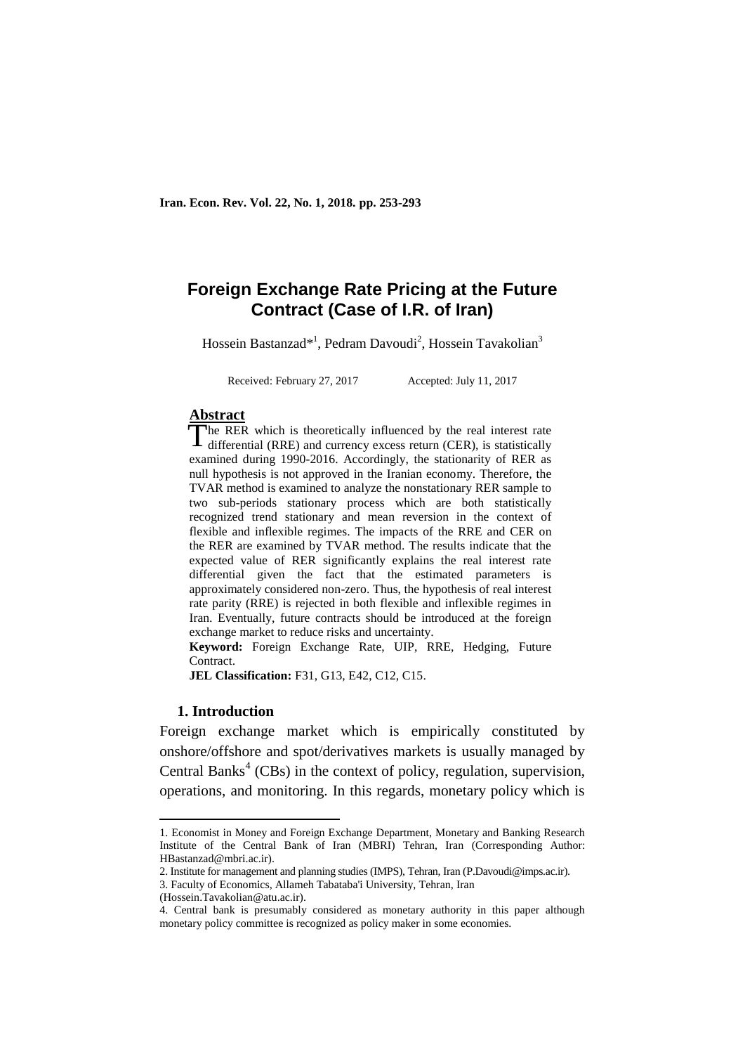# Foreign Exchange Rate Pricing at the Future Contract (Case of I.R. of Iran)

Hossein Bastanzad*[1], Pedram Davoudi[2], Hossein Tavakolian[3]

Received: February 27, 2017 Accepted: July 11, 2017

## Abstract

The RER which is theoretically influenced by the real interest rate differential (RRE) and currency excess return (CER), is statistically examined during 1990-2016. Accordingly, the stationarity of RER as null hypothesis is not approved in the Iranian economy. Therefore, the TVAR method is examined to analyze the nonstationary RER sample to two sub-periods stationary process which are both statistically recognized trend stationary and mean reversion in the context of flexible and inflexible regimes. The impacts of the RRE and CER on the RER are examined by TVAR method. The results indicate that the expected value of RER significantly explains the real interest rate differential given the fact that the estimated parameters is approximately considered non-zero. Thus, the hypothesis of real interest rate parity (RRE) is rejected in both flexible and inflexible regimes in Iran. Eventually, future contracts should be introduced at the foreign exchange market to reduce risks and uncertainty.

**Keyword:** Foreign Exchange Rate, UIP, RRE, Hedging, Future Contract.

**JEL Classification:** F31, G13, E42, C12, C15.

## 1. Introduction

Foreign exchange market which is empirically constituted by onshore/offshore and spot/derivatives markets is usually managed by Central Banks[4] (CBs) in the context of policy, regulation, supervision, operations, and monitoring. In this regards, monetary policy which is

---

1. Economist in Money and Foreign Exchange Department, Monetary and Banking Research Institute of the Central Bank of Iran (MBRI) Tehran, Iran (Corresponding Author: HBastanzad@mbri.ac.ir).

2. Institute for management and planning studies (IMPS), Tehran, Iran (P.Davoudi@imps.ac.ir).

3. Faculty of Economics, Allameh Tabataba'i University, Tehran, Iran (Hossein.Tavakolian@atu.ac.ir).

4. Central bank is presumably considered as monetary authority in this paper although monetary policy committee is recognized as policy maker in some economies.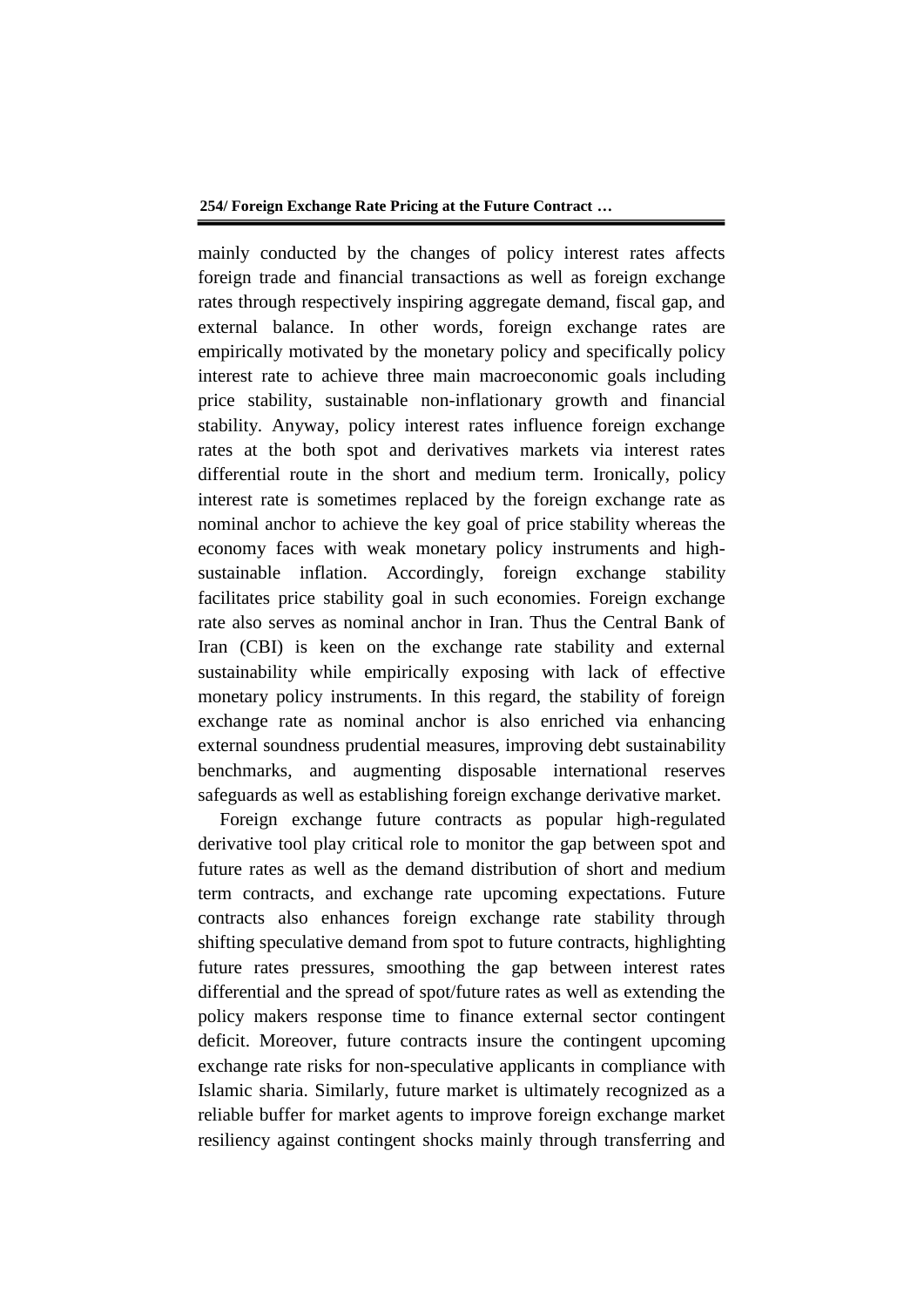mainly conducted by the changes of policy interest rates affects foreign trade and financial transactions as well as foreign exchange rates through respectively inspiring aggregate demand, fiscal gap, and external balance. In other words, foreign exchange rates are empirically motivated by the monetary policy and specifically policy interest rate to achieve three main macroeconomic goals including price stability, sustainable non-inflationary growth and financial stability. Anyway, policy interest rates influence foreign exchange rates at the both spot and derivatives markets via interest rates differential route in the short and medium term. Ironically, policy interest rate is sometimes replaced by the foreign exchange rate as nominal anchor to achieve the key goal of price stability whereas the economy faces with weak monetary policy instruments and high-sustainable inflation. Accordingly, foreign exchange stability facilitates price stability goal in such economies. Foreign exchange rate also serves as nominal anchor in Iran. Thus the Central Bank of Iran (CBI) is keen on the exchange rate stability and external sustainability while empirically exposing with lack of effective monetary policy instruments. In this regard, the stability of foreign exchange rate as nominal anchor is also enriched via enhancing external soundness prudential measures, improving debt sustainability benchmarks, and augmenting disposable international reserves safeguards as well as establishing foreign exchange derivative market.

Foreign exchange future contracts as popular high-regulated derivative tool play critical role to monitor the gap between spot and future rates as well as the demand distribution of short and medium term contracts, and exchange rate upcoming expectations. Future contracts also enhances foreign exchange rate stability through shifting speculative demand from spot to future contracts, highlighting future rates pressures, smoothing the gap between interest rates differential and the spread of spot/future rates as well as extending the policy makers response time to finance external sector contingent deficit. Moreover, future contracts insure the contingent upcoming exchange rate risks for non-speculative applicants in compliance with Islamic sharia. Similarly, future market is ultimately recognized as a reliable buffer for market agents to improve foreign exchange market resiliency against contingent shocks mainly through transferring and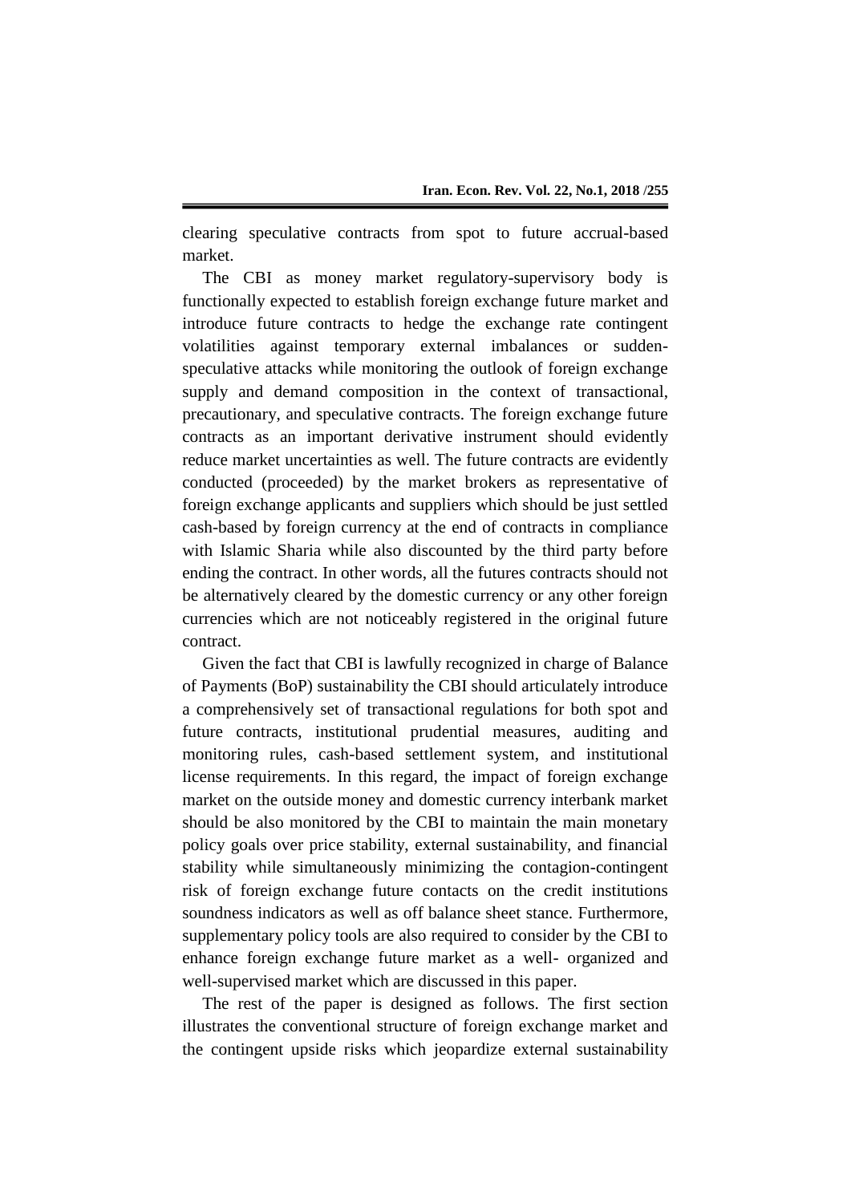clearing speculative contracts from spot to future accrual-based market.

The CBI as money market regulatory-supervisory body is functionally expected to establish foreign exchange future market and introduce future contracts to hedge the exchange rate contingent volatilities against temporary external imbalances or sudden-speculative attacks while monitoring the outlook of foreign exchange supply and demand composition in the context of transactional, precautionary, and speculative contracts. The foreign exchange future contracts as an important derivative instrument should evidently reduce market uncertainties as well. The future contracts are evidently conducted (proceeded) by the market brokers as representative of foreign exchange applicants and suppliers which should be just settled cash-based by foreign currency at the end of contracts in compliance with Islamic Sharia while also discounted by the third party before ending the contract. In other words, all the futures contracts should not be alternatively cleared by the domestic currency or any other foreign currencies which are not noticeably registered in the original future contract.

Given the fact that CBI is lawfully recognized in charge of Balance of Payments (BoP) sustainability the CBI should articulately introduce a comprehensively set of transactional regulations for both spot and future contracts, institutional prudential measures, auditing and monitoring rules, cash-based settlement system, and institutional license requirements. In this regard, the impact of foreign exchange market on the outside money and domestic currency interbank market should be also monitored by the CBI to maintain the main monetary policy goals over price stability, external sustainability, and financial stability while simultaneously minimizing the contagion-contingent risk of foreign exchange future contacts on the credit institutions soundness indicators as well as off balance sheet stance. Furthermore, supplementary policy tools are also required to consider by the CBI to enhance foreign exchange future market as a well- organized and well-supervised market which are discussed in this paper.

The rest of the paper is designed as follows. The first section illustrates the conventional structure of foreign exchange market and the contingent upside risks which jeopardize external sustainability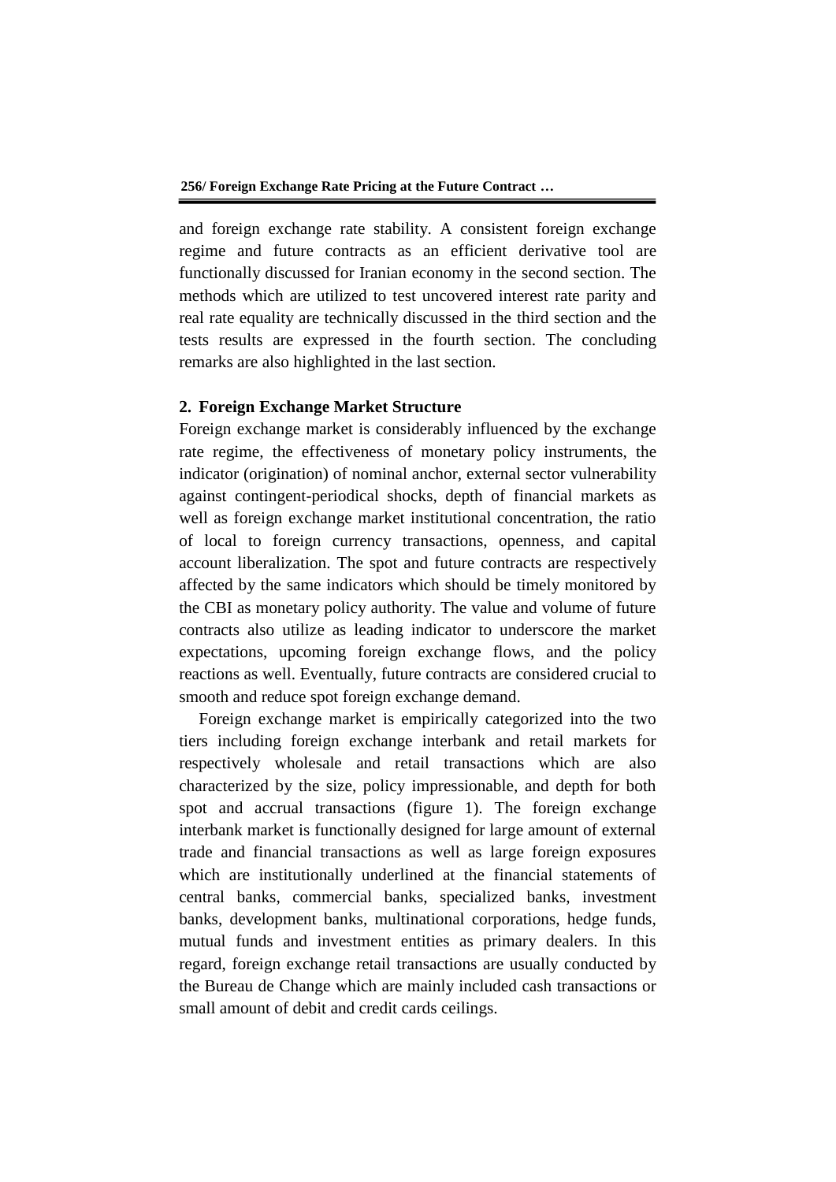and foreign exchange rate stability. A consistent foreign exchange regime and future contracts as an efficient derivative tool are functionally discussed for Iranian economy in the second section. The methods which are utilized to test uncovered interest rate parity and real rate equality are technically discussed in the third section and the tests results are expressed in the fourth section. The concluding remarks are also highlighted in the last section.

## 2. Foreign Exchange Market Structure

Foreign exchange market is considerably influenced by the exchange rate regime, the effectiveness of monetary policy instruments, the indicator (origination) of nominal anchor, external sector vulnerability against contingent-periodical shocks, depth of financial markets as well as foreign exchange market institutional concentration, the ratio of local to foreign currency transactions, openness, and capital account liberalization. The spot and future contracts are respectively affected by the same indicators which should be timely monitored by the CBI as monetary policy authority. The value and volume of future contracts also utilize as leading indicator to underscore the market expectations, upcoming foreign exchange flows, and the policy reactions as well. Eventually, future contracts are considered crucial to smooth and reduce spot foreign exchange demand.

Foreign exchange market is empirically categorized into the two tiers including foreign exchange interbank and retail markets for respectively wholesale and retail transactions which are also characterized by the size, policy impressionable, and depth for both spot and accrual transactions (figure 1). The foreign exchange interbank market is functionally designed for large amount of external trade and financial transactions as well as large foreign exposures which are institutionally underlined at the financial statements of central banks, commercial banks, specialized banks, investment banks, development banks, multinational corporations, hedge funds, mutual funds and investment entities as primary dealers. In this regard, foreign exchange retail transactions are usually conducted by the Bureau de Change which are mainly included cash transactions or small amount of debit and credit cards ceilings.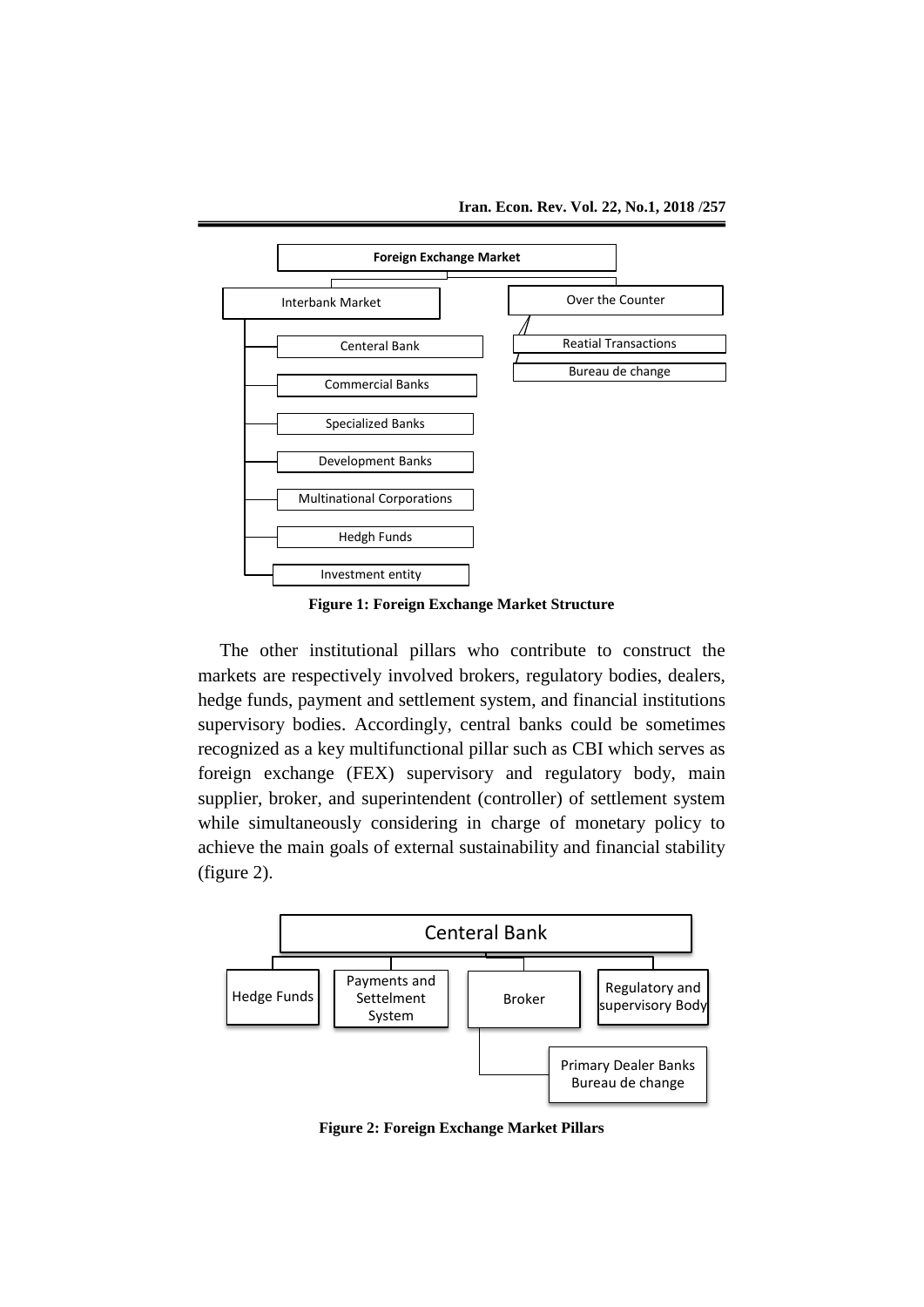Foreign Exchange Market

Interbank Market
- Centeral Bank
- Commercial Banks
- Specialized Banks
- Development Banks
- Multinational Corporations
- Hedgh Funds
- Investment entity

Over the Counter
- Reatial Transactions
- Bureau de change

**Figure 1: Foreign Exchange Market Structure**

The other institutional pillars who contribute to construct the markets are respectively involved brokers, regulatory bodies, dealers, hedge funds, payment and settlement system, and financial institutions supervisory bodies. Accordingly, central banks could be sometimes recognized as a key multifunctional pillar such as CBI which serves as foreign exchange (FEX) supervisory and regulatory body, main supplier, broker, and superintendent (controller) of settlement system while simultaneously considering in charge of monetary policy to achieve the main goals of external sustainability and financial stability (figure 2).

Centeral Bank
- Hedge Funds
- Payments and Settelment System
- Broker
  - Primary Dealer Banks Bureau de change
- Regulatory and supervisory Body

**Figure 2: Foreign Exchange Market Pillars**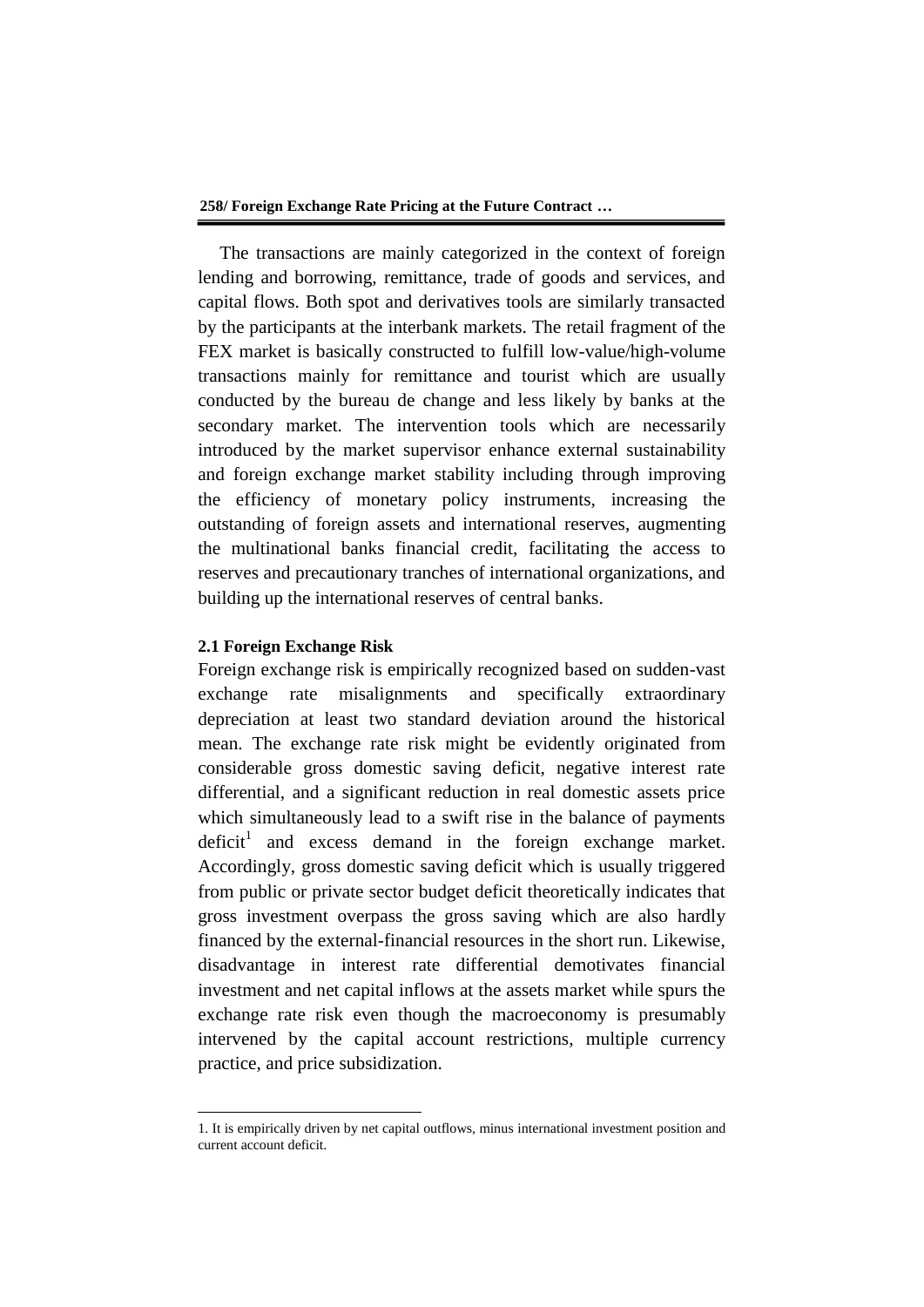The transactions are mainly categorized in the context of foreign lending and borrowing, remittance, trade of goods and services, and capital flows. Both spot and derivatives tools are similarly transacted by the participants at the interbank markets. The retail fragment of the FEX market is basically constructed to fulfill low-value/high-volume transactions mainly for remittance and tourist which are usually conducted by the bureau de change and less likely by banks at the secondary market. The intervention tools which are necessarily introduced by the market supervisor enhance external sustainability and foreign exchange market stability including through improving the efficiency of monetary policy instruments, increasing the outstanding of foreign assets and international reserves, augmenting the multinational banks financial credit, facilitating the access to reserves and precautionary tranches of international organizations, and building up the international reserves of central banks.

### 2.1 Foreign Exchange Risk

Foreign exchange risk is empirically recognized based on sudden-vast exchange rate misalignments and specifically extraordinary depreciation at least two standard deviation around the historical mean. The exchange rate risk might be evidently originated from considerable gross domestic saving deficit, negative interest rate differential, and a significant reduction in real domestic assets price which simultaneously lead to a swift rise in the balance of payments deficit[1] and excess demand in the foreign exchange market. Accordingly, gross domestic saving deficit which is usually triggered from public or private sector budget deficit theoretically indicates that gross investment overpass the gross saving which are also hardly financed by the external-financial resources in the short run. Likewise, disadvantage in interest rate differential demotivates financial investment and net capital inflows at the assets market while spurs the exchange rate risk even though the macroeconomy is presumably intervened by the capital account restrictions, multiple currency practice, and price subsidization.

---

1. It is empirically driven by net capital outflows, minus international investment position and current account deficit.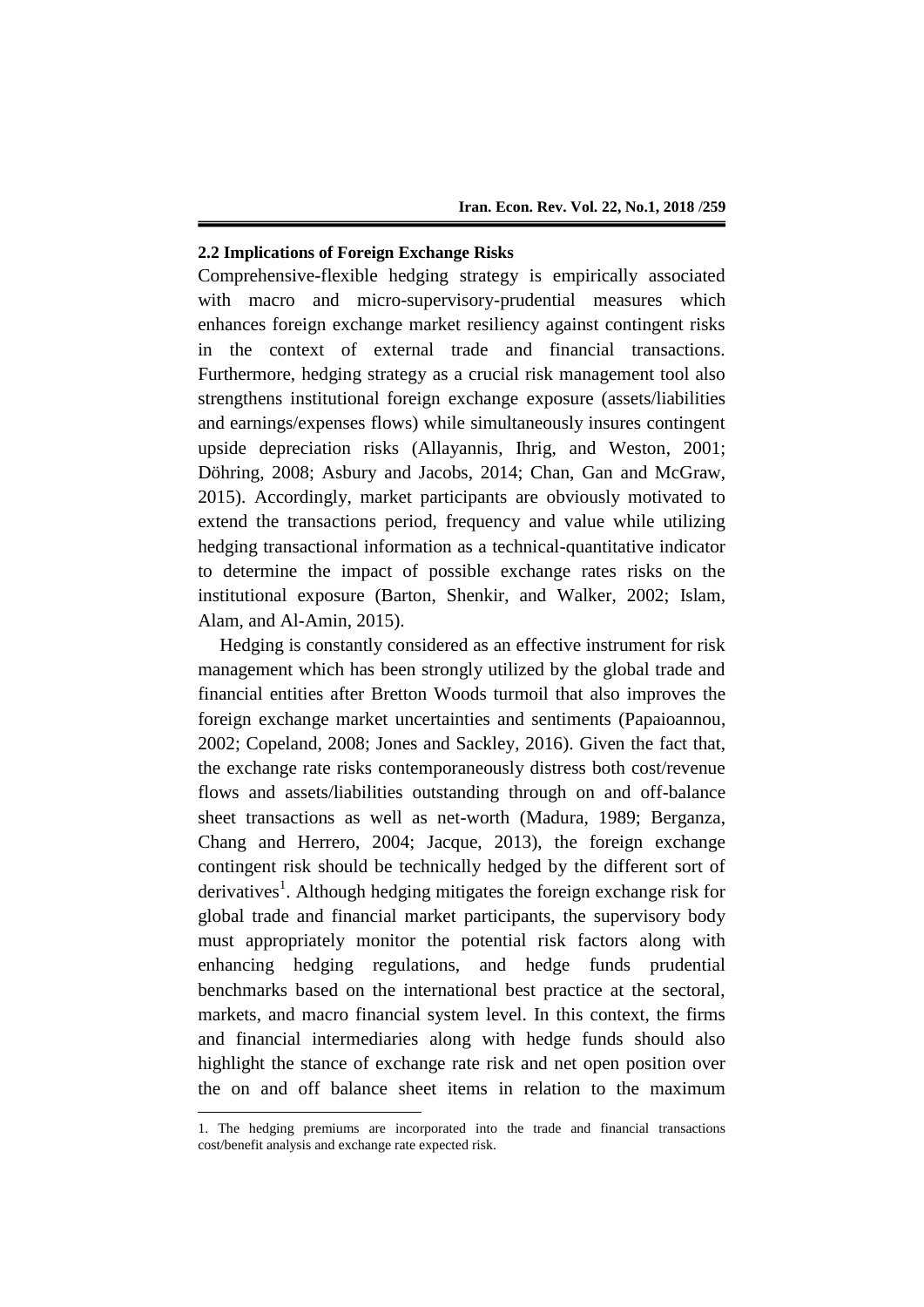## 2.2 Implications of Foreign Exchange Risks

Comprehensive-flexible hedging strategy is empirically associated with macro and micro-supervisory-prudential measures which enhances foreign exchange market resiliency against contingent risks in the context of external trade and financial transactions. Furthermore, hedging strategy as a crucial risk management tool also strengthens institutional foreign exchange exposure (assets/liabilities and earnings/expenses flows) while simultaneously insures contingent upside depreciation risks (Allayannis, Ihrig, and Weston, 2001; Döhring, 2008; Asbury and Jacobs, 2014; Chan, Gan and McGraw, 2015). Accordingly, market participants are obviously motivated to extend the transactions period, frequency and value while utilizing hedging transactional information as a technical-quantitative indicator to determine the impact of possible exchange rates risks on the institutional exposure (Barton, Shenkir, and Walker, 2002; Islam, Alam, and Al-Amin, 2015).

Hedging is constantly considered as an effective instrument for risk management which has been strongly utilized by the global trade and financial entities after Bretton Woods turmoil that also improves the foreign exchange market uncertainties and sentiments (Papaioannou, 2002; Copeland, 2008; Jones and Sackley, 2016). Given the fact that, the exchange rate risks contemporaneously distress both cost/revenue flows and assets/liabilities outstanding through on and off-balance sheet transactions as well as net-worth (Madura, 1989; Berganza, Chang and Herrero, 2004; Jacque, 2013), the foreign exchange contingent risk should be technically hedged by the different sort of derivatives[1]. Although hedging mitigates the foreign exchange risk for global trade and financial market participants, the supervisory body must appropriately monitor the potential risk factors along with enhancing hedging regulations, and hedge funds prudential benchmarks based on the international best practice at the sectoral, markets, and macro financial system level. In this context, the firms and financial intermediaries along with hedge funds should also highlight the stance of exchange rate risk and net open position over the on and off balance sheet items in relation to the maximum

1. The hedging premiums are incorporated into the trade and financial transactions cost/benefit analysis and exchange rate expected risk.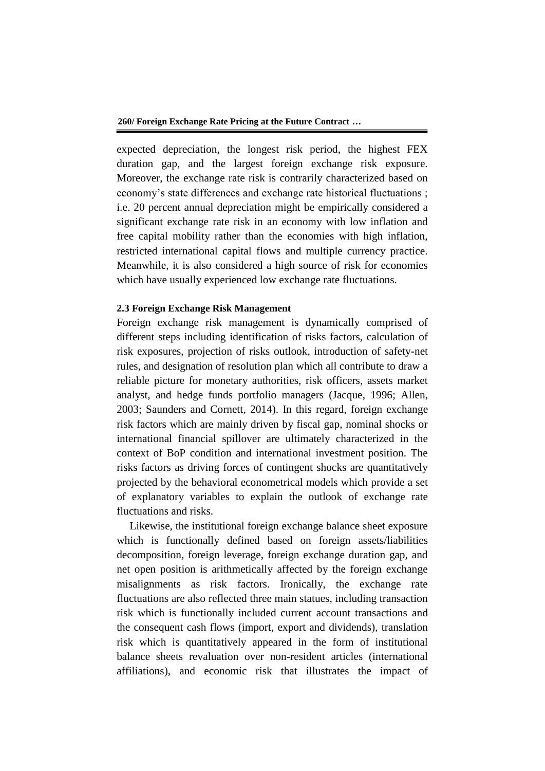expected depreciation, the longest risk period, the highest FEX duration gap, and the largest foreign exchange risk exposure. Moreover, the exchange rate risk is contrarily characterized based on economy's state differences and exchange rate historical fluctuations ; i.e. 20 percent annual depreciation might be empirically considered a significant exchange rate risk in an economy with low inflation and free capital mobility rather than the economies with high inflation, restricted international capital flows and multiple currency practice. Meanwhile, it is also considered a high source of risk for economies which have usually experienced low exchange rate fluctuations.

### 2.3 Foreign Exchange Risk Management

Foreign exchange risk management is dynamically comprised of different steps including identification of risks factors, calculation of risk exposures, projection of risks outlook, introduction of safety-net rules, and designation of resolution plan which all contribute to draw a reliable picture for monetary authorities, risk officers, assets market analyst, and hedge funds portfolio managers (Jacque, 1996; Allen, 2003; Saunders and Cornett, 2014). In this regard, foreign exchange risk factors which are mainly driven by fiscal gap, nominal shocks or international financial spillover are ultimately characterized in the context of BoP condition and international investment position. The risks factors as driving forces of contingent shocks are quantitatively projected by the behavioral econometrical models which provide a set of explanatory variables to explain the outlook of exchange rate fluctuations and risks.

Likewise, the institutional foreign exchange balance sheet exposure which is functionally defined based on foreign assets/liabilities decomposition, foreign leverage, foreign exchange duration gap, and net open position is arithmetically affected by the foreign exchange misalignments as risk factors. Ironically, the exchange rate fluctuations are also reflected three main statues, including transaction risk which is functionally included current account transactions and the consequent cash flows (import, export and dividends), translation risk which is quantitatively appeared in the form of institutional balance sheets revaluation over non-resident articles (international affiliations), and economic risk that illustrates the impact of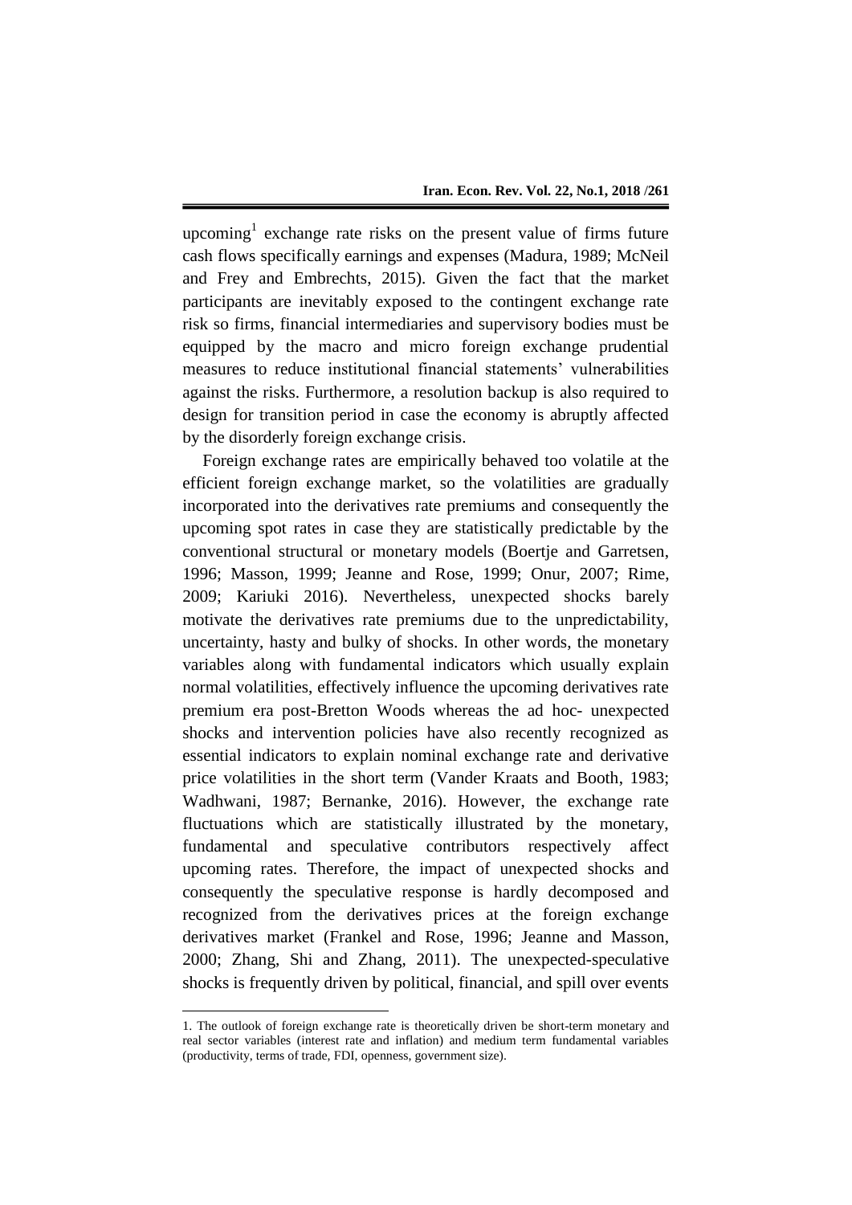upcoming[1] exchange rate risks on the present value of firms future cash flows specifically earnings and expenses (Madura, 1989; McNeil and Frey and Embrechts, 2015). Given the fact that the market participants are inevitably exposed to the contingent exchange rate risk so firms, financial intermediaries and supervisory bodies must be equipped by the macro and micro foreign exchange prudential measures to reduce institutional financial statements' vulnerabilities against the risks. Furthermore, a resolution backup is also required to design for transition period in case the economy is abruptly affected by the disorderly foreign exchange crisis.

Foreign exchange rates are empirically behaved too volatile at the efficient foreign exchange market, so the volatilities are gradually incorporated into the derivatives rate premiums and consequently the upcoming spot rates in case they are statistically predictable by the conventional structural or monetary models (Boertje and Garretsen, 1996; Masson, 1999; Jeanne and Rose, 1999; Onur, 2007; Rime, 2009; Kariuki 2016). Nevertheless, unexpected shocks barely motivate the derivatives rate premiums due to the unpredictability, uncertainty, hasty and bulky of shocks. In other words, the monetary variables along with fundamental indicators which usually explain normal volatilities, effectively influence the upcoming derivatives rate premium era post-Bretton Woods whereas the ad hoc- unexpected shocks and intervention policies have also recently recognized as essential indicators to explain nominal exchange rate and derivative price volatilities in the short term (Vander Kraats and Booth, 1983; Wadhwani, 1987; Bernanke, 2016). However, the exchange rate fluctuations which are statistically illustrated by the monetary, fundamental and speculative contributors respectively affect upcoming rates. Therefore, the impact of unexpected shocks and consequently the speculative response is hardly decomposed and recognized from the derivatives prices at the foreign exchange derivatives market (Frankel and Rose, 1996; Jeanne and Masson, 2000; Zhang, Shi and Zhang, 2011). The unexpected-speculative shocks is frequently driven by political, financial, and spill over events

---

1. The outlook of foreign exchange rate is theoretically driven be short-term monetary and real sector variables (interest rate and inflation) and medium term fundamental variables (productivity, terms of trade, FDI, openness, government size).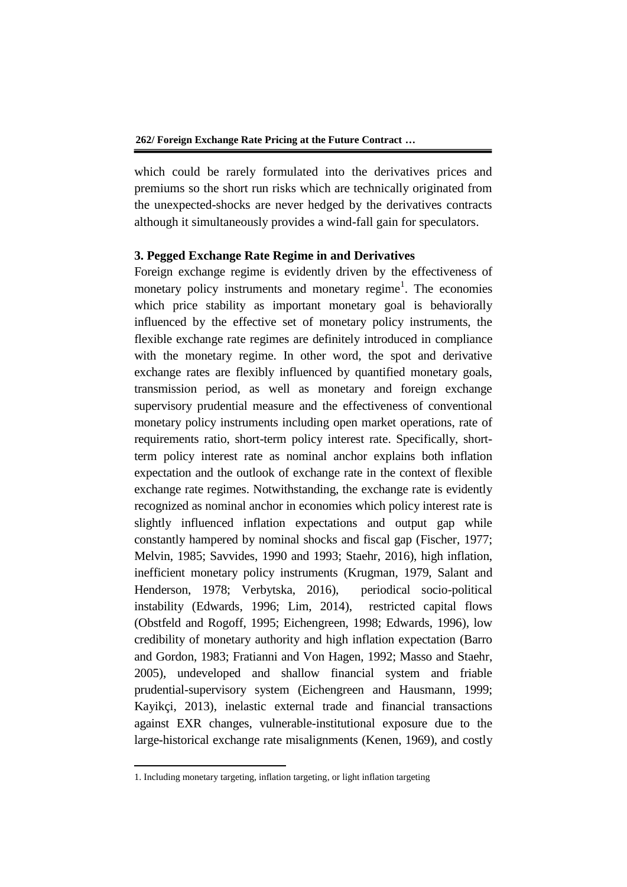which could be rarely formulated into the derivatives prices and premiums so the short run risks which are technically originated from the unexpected-shocks are never hedged by the derivatives contracts although it simultaneously provides a wind-fall gain for speculators.

### 3. Pegged Exchange Rate Regime in and Derivatives

Foreign exchange regime is evidently driven by the effectiveness of monetary policy instruments and monetary regime[1]. The economies which price stability as important monetary goal is behaviorally influenced by the effective set of monetary policy instruments, the flexible exchange rate regimes are definitely introduced in compliance with the monetary regime. In other word, the spot and derivative exchange rates are flexibly influenced by quantified monetary goals, transmission period, as well as monetary and foreign exchange supervisory prudential measure and the effectiveness of conventional monetary policy instruments including open market operations, rate of requirements ratio, short-term policy interest rate. Specifically, short-term policy interest rate as nominal anchor explains both inflation expectation and the outlook of exchange rate in the context of flexible exchange rate regimes. Notwithstanding, the exchange rate is evidently recognized as nominal anchor in economies which policy interest rate is slightly influenced inflation expectations and output gap while constantly hampered by nominal shocks and fiscal gap (Fischer, 1977; Melvin, 1985; Savvides, 1990 and 1993; Staehr, 2016), high inflation, inefficient monetary policy instruments (Krugman, 1979, Salant and Henderson, 1978; Verbytska, 2016), periodical socio-political instability (Edwards, 1996; Lim, 2014), restricted capital flows (Obstfeld and Rogoff, 1995; Eichengreen, 1998; Edwards, 1996), low credibility of monetary authority and high inflation expectation (Barro and Gordon, 1983; Fratianni and Von Hagen, 1992; Masso and Staehr, 2005), undeveloped and shallow financial system and friable prudential-supervisory system (Eichengreen and Hausmann, 1999; Kayikçi, 2013), inelastic external trade and financial transactions against EXR changes, vulnerable-institutional exposure due to the large-historical exchange rate misalignments (Kenen, 1969), and costly

1. Including monetary targeting, inflation targeting, or light inflation targeting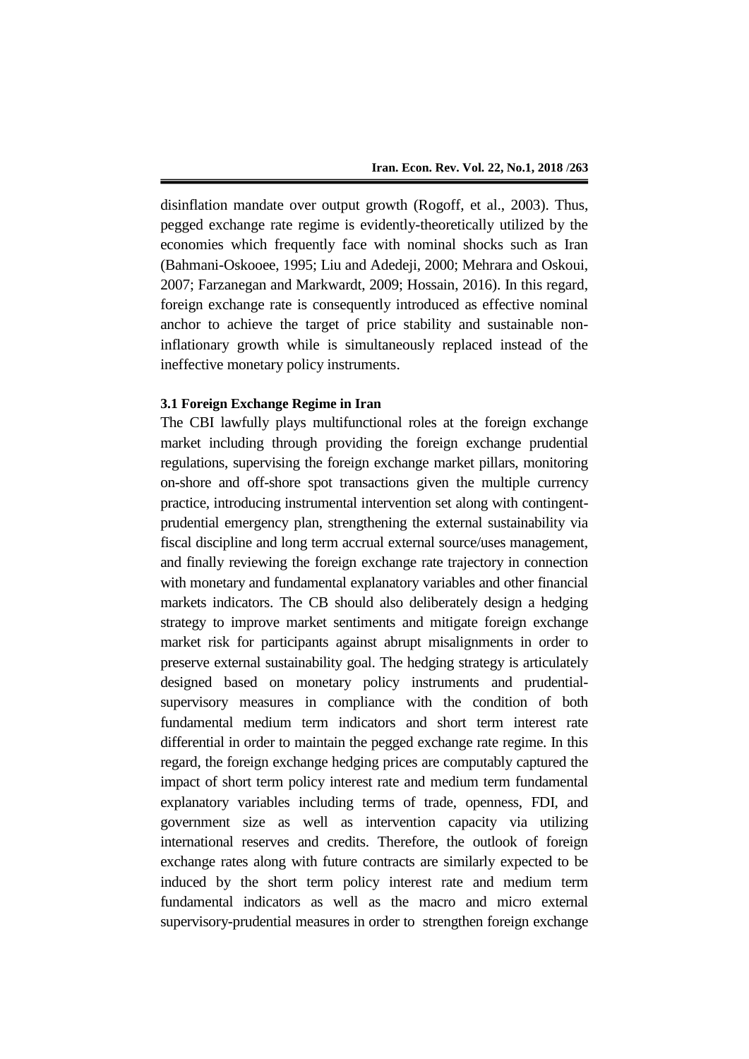disinflation mandate over output growth (Rogoff, et al., 2003). Thus, pegged exchange rate regime is evidently-theoretically utilized by the economies which frequently face with nominal shocks such as Iran (Bahmani-Oskooee, 1995; Liu and Adedeji, 2000; Mehrara and Oskoui, 2007; Farzanegan and Markwardt, 2009; Hossain, 2016). In this regard, foreign exchange rate is consequently introduced as effective nominal anchor to achieve the target of price stability and sustainable non-inflationary growth while is simultaneously replaced instead of the ineffective monetary policy instruments.

### 3.1 Foreign Exchange Regime in Iran

The CBI lawfully plays multifunctional roles at the foreign exchange market including through providing the foreign exchange prudential regulations, supervising the foreign exchange market pillars, monitoring on-shore and off-shore spot transactions given the multiple currency practice, introducing instrumental intervention set along with contingent-prudential emergency plan, strengthening the external sustainability via fiscal discipline and long term accrual external source/uses management, and finally reviewing the foreign exchange rate trajectory in connection with monetary and fundamental explanatory variables and other financial markets indicators. The CB should also deliberately design a hedging strategy to improve market sentiments and mitigate foreign exchange market risk for participants against abrupt misalignments in order to preserve external sustainability goal. The hedging strategy is articulately designed based on monetary policy instruments and prudential-supervisory measures in compliance with the condition of both fundamental medium term indicators and short term interest rate differential in order to maintain the pegged exchange rate regime. In this regard, the foreign exchange hedging prices are computably captured the impact of short term policy interest rate and medium term fundamental explanatory variables including terms of trade, openness, FDI, and government size as well as intervention capacity via utilizing international reserves and credits. Therefore, the outlook of foreign exchange rates along with future contracts are similarly expected to be induced by the short term policy interest rate and medium term fundamental indicators as well as the macro and micro external supervisory-prudential measures in order to strengthen foreign exchange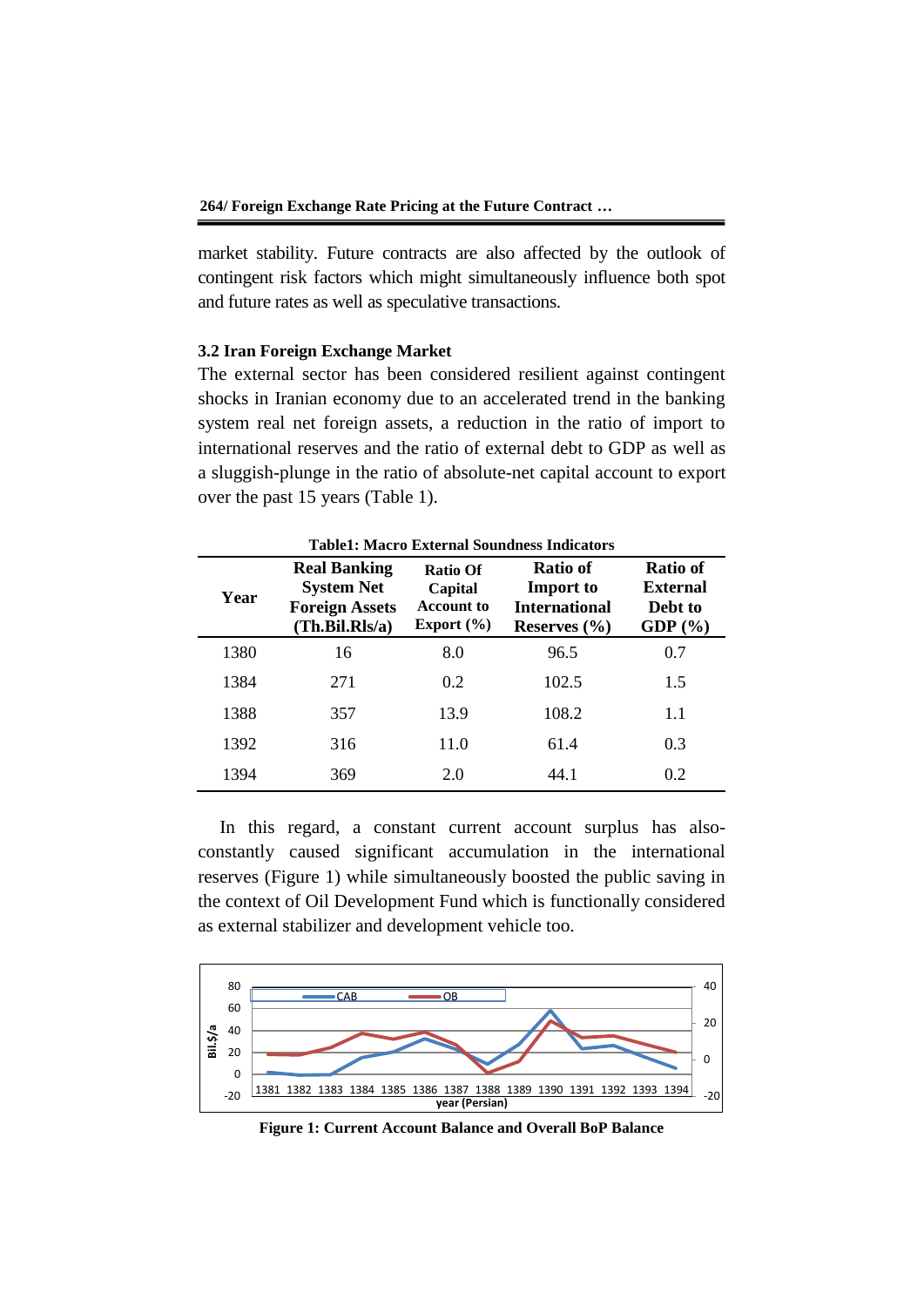market stability. Future contracts are also affected by the outlook of contingent risk factors which might simultaneously influence both spot and future rates as well as speculative transactions.

### 3.2 Iran Foreign Exchange Market

The external sector has been considered resilient against contingent shocks in Iranian economy due to an accelerated trend in the banking system real net foreign assets, a reduction in the ratio of import to international reserves and the ratio of external debt to GDP as well as a sluggish-plunge in the ratio of absolute-net capital account to export over the past 15 years (Table 1).

**Table1: Macro External Soundness Indicators**

| Year | Real Banking System Net Foreign Assets (Th.Bil.Rls/a) | Ratio Of Capital Account to Export (%) | Ratio of Import to International Reserves (%) | Ratio of External Debt to GDP (%) |
|---|---|---|---|---|
| 1380 | 16 | 8.0 | 96.5 | 0.7 |
| 1384 | 271 | 0.2 | 102.5 | 1.5 |
| 1388 | 357 | 13.9 | 108.2 | 1.1 |
| 1392 | 316 | 11.0 | 61.4 | 0.3 |
| 1394 | 369 | 2.0 | 44.1 | 0.2 |

In this regard, a constant current account surplus has also-constantly caused significant accumulation in the international reserves (Figure 1) while simultaneously boosted the public saving in the context of Oil Development Fund which is functionally considered as external stabilizer and development vehicle too.

**Figure 1: Current Account Balance and Overall BoP Balance**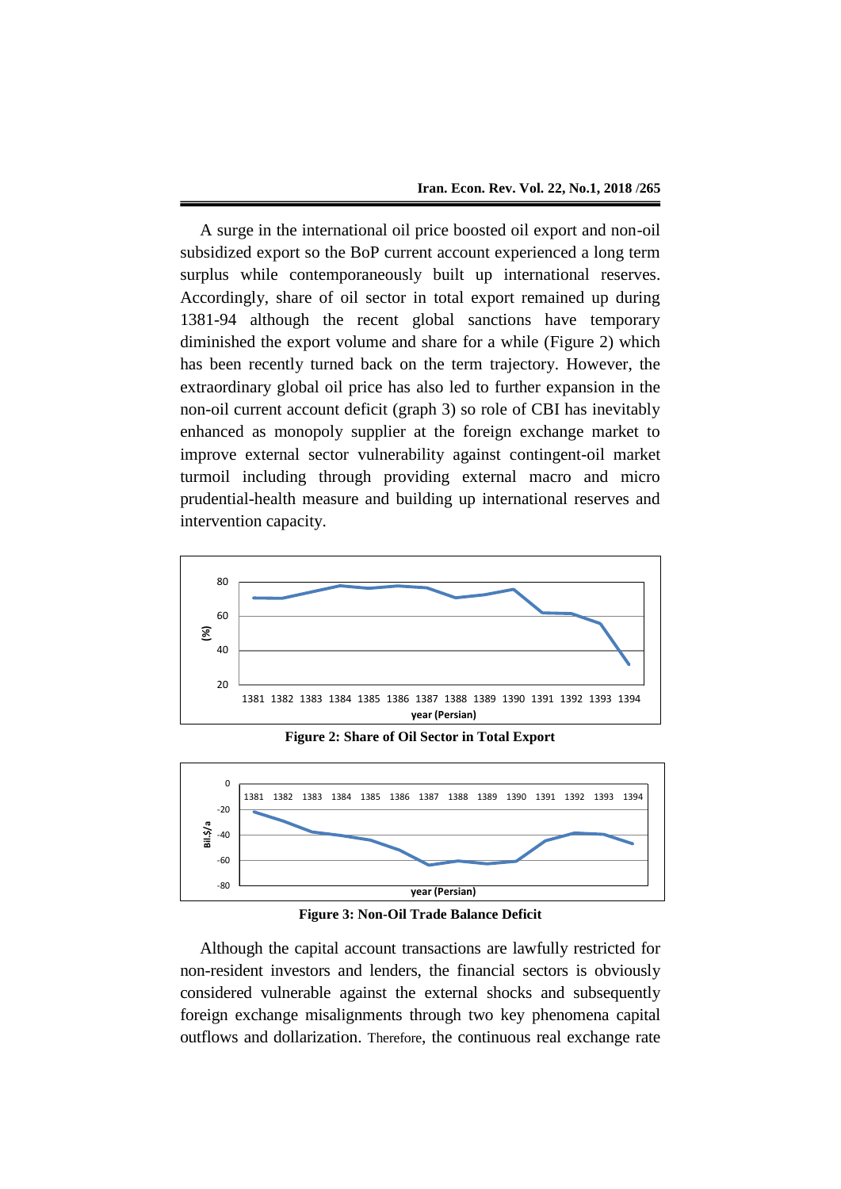A surge in the international oil price boosted oil export and non-oil subsidized export so the BoP current account experienced a long term surplus while contemporaneously built up international reserves. Accordingly, share of oil sector in total export remained up during 1381-94 although the recent global sanctions have temporary diminished the export volume and share for a while (Figure 2) which has been recently turned back on the term trajectory. However, the extraordinary global oil price has also led to further expansion in the non-oil current account deficit (graph 3) so role of CBI has inevitably enhanced as monopoly supplier at the foreign exchange market to improve external sector vulnerability against contingent-oil market turmoil including through providing external macro and micro prudential-health measure and building up international reserves and intervention capacity.

**Figure 2: Share of Oil Sector in Total Export**

**Figure 3: Non-Oil Trade Balance Deficit**

Although the capital account transactions are lawfully restricted for non-resident investors and lenders, the financial sectors is obviously considered vulnerable against the external shocks and subsequently foreign exchange misalignments through two key phenomena capital outflows and dollarization. Therefore, the continuous real exchange rate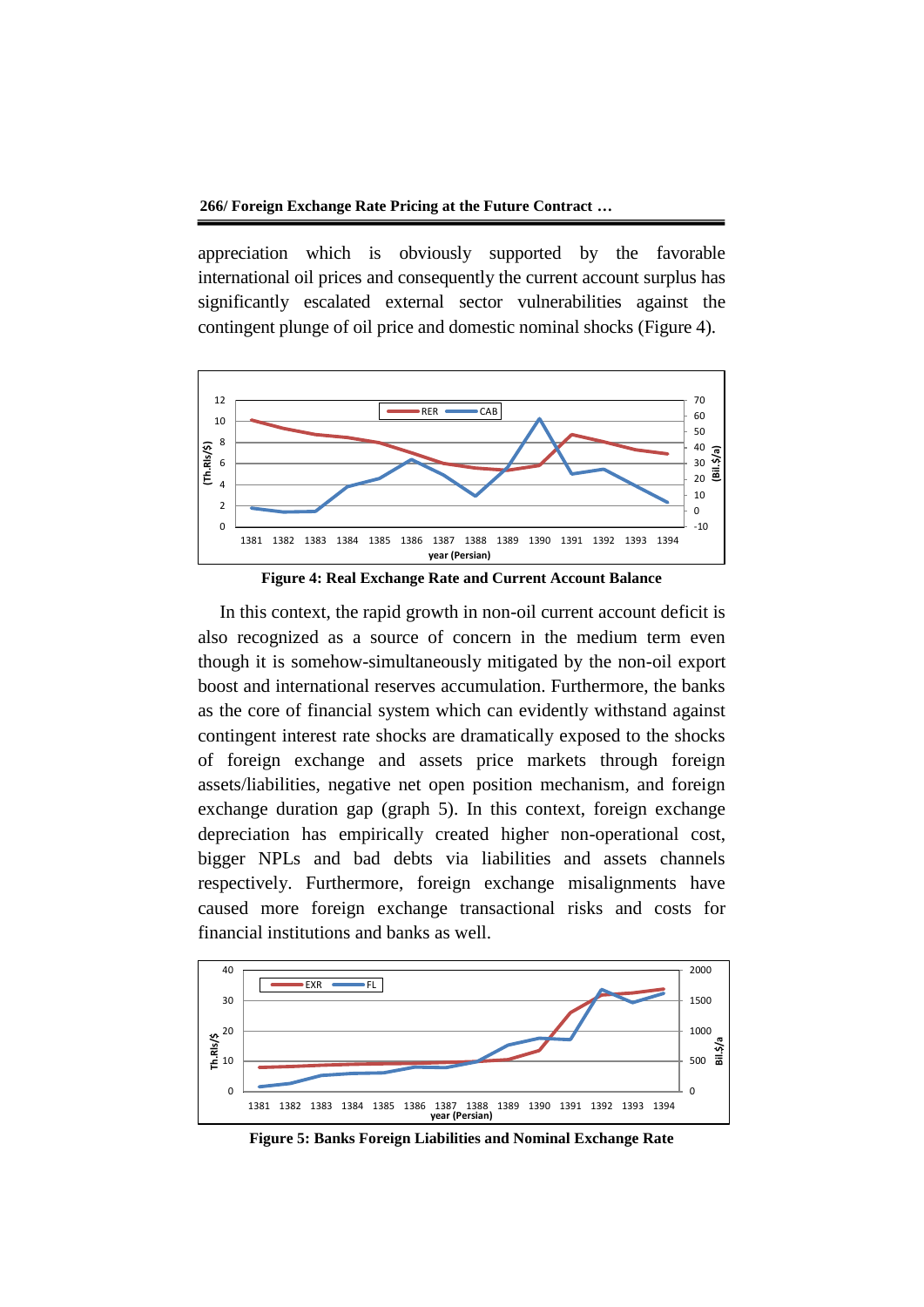appreciation which is obviously supported by the favorable international oil prices and consequently the current account surplus has significantly escalated external sector vulnerabilities against the contingent plunge of oil price and domestic nominal shocks (Figure 4).

**Figure 4: Real Exchange Rate and Current Account Balance**

In this context, the rapid growth in non-oil current account deficit is also recognized as a source of concern in the medium term even though it is somehow-simultaneously mitigated by the non-oil export boost and international reserves accumulation. Furthermore, the banks as the core of financial system which can evidently withstand against contingent interest rate shocks are dramatically exposed to the shocks of foreign exchange and assets price markets through foreign assets/liabilities, negative net open position mechanism, and foreign exchange duration gap (graph 5). In this context, foreign exchange depreciation has empirically created higher non-operational cost, bigger NPLs and bad debts via liabilities and assets channels respectively. Furthermore, foreign exchange misalignments have caused more foreign exchange transactional risks and costs for financial institutions and banks as well.

**Figure 5: Banks Foreign Liabilities and Nominal Exchange Rate**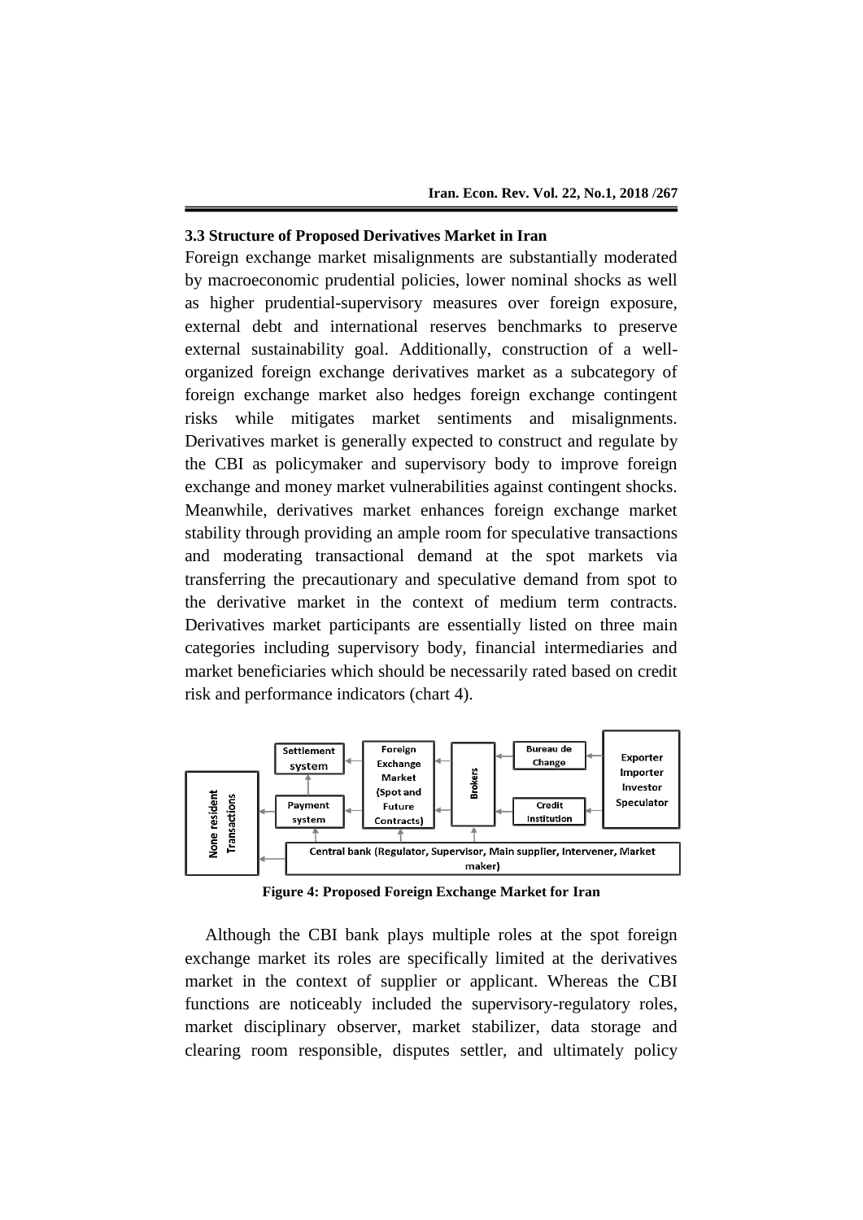### 3.3 Structure of Proposed Derivatives Market in Iran

Foreign exchange market misalignments are substantially moderated by macroeconomic prudential policies, lower nominal shocks as well as higher prudential-supervisory measures over foreign exposure, external debt and international reserves benchmarks to preserve external sustainability goal. Additionally, construction of a well-organized foreign exchange derivatives market as a subcategory of foreign exchange market also hedges foreign exchange contingent risks while mitigates market sentiments and misalignments. Derivatives market is generally expected to construct and regulate by the CBI as policymaker and supervisory body to improve foreign exchange and money market vulnerabilities against contingent shocks. Meanwhile, derivatives market enhances foreign exchange market stability through providing an ample room for speculative transactions and moderating transactional demand at the spot markets via transferring the precautionary and speculative demand from spot to the derivative market in the context of medium term contracts. Derivatives market participants are essentially listed on three main categories including supervisory body, financial intermediaries and market beneficiaries which should be necessarily rated based on credit risk and performance indicators (chart 4).

**Figure 4: Proposed Foreign Exchange Market for Iran**

Although the CBI bank plays multiple roles at the spot foreign exchange market its roles are specifically limited at the derivatives market in the context of supplier or applicant. Whereas the CBI functions are noticeably included the supervisory-regulatory roles, market disciplinary observer, market stabilizer, data storage and clearing room responsible, disputes settler, and ultimately policy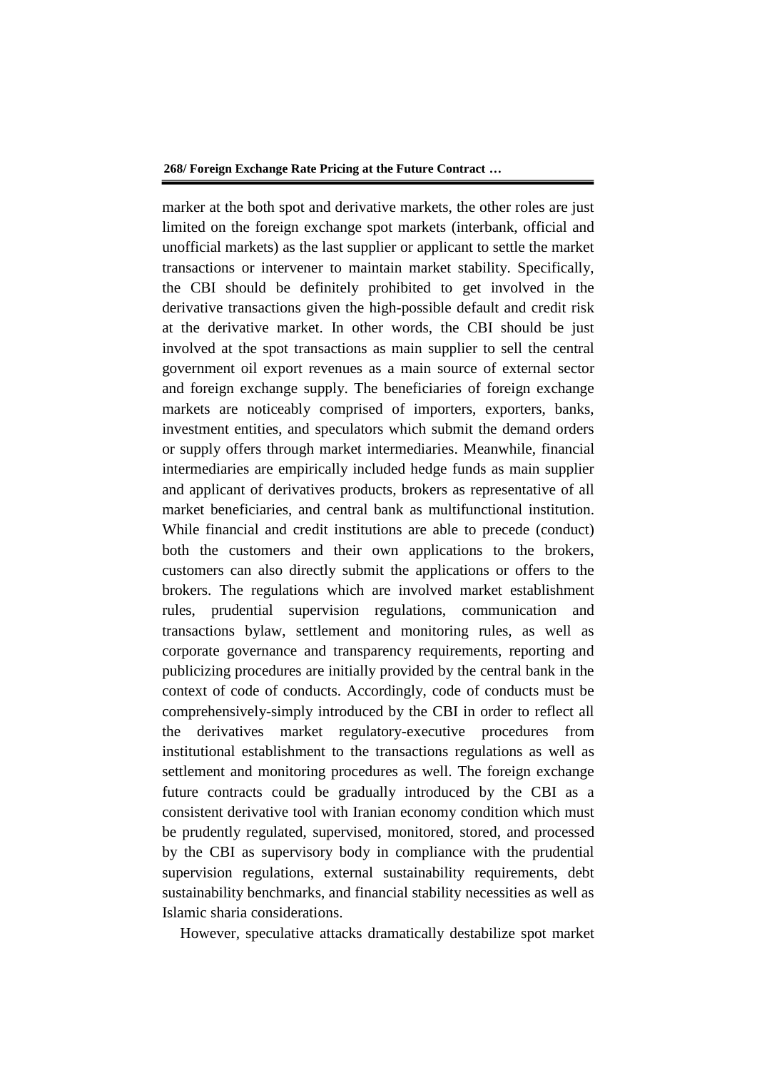marker at the both spot and derivative markets, the other roles are just limited on the foreign exchange spot markets (interbank, official and unofficial markets) as the last supplier or applicant to settle the market transactions or intervener to maintain market stability. Specifically, the CBI should be definitely prohibited to get involved in the derivative transactions given the high-possible default and credit risk at the derivative market. In other words, the CBI should be just involved at the spot transactions as main supplier to sell the central government oil export revenues as a main source of external sector and foreign exchange supply. The beneficiaries of foreign exchange markets are noticeably comprised of importers, exporters, banks, investment entities, and speculators which submit the demand orders or supply offers through market intermediaries. Meanwhile, financial intermediaries are empirically included hedge funds as main supplier and applicant of derivatives products, brokers as representative of all market beneficiaries, and central bank as multifunctional institution. While financial and credit institutions are able to precede (conduct) both the customers and their own applications to the brokers, customers can also directly submit the applications or offers to the brokers. The regulations which are involved market establishment rules, prudential supervision regulations, communication and transactions bylaw, settlement and monitoring rules, as well as corporate governance and transparency requirements, reporting and publicizing procedures are initially provided by the central bank in the context of code of conducts. Accordingly, code of conducts must be comprehensively-simply introduced by the CBI in order to reflect all the derivatives market regulatory-executive procedures from institutional establishment to the transactions regulations as well as settlement and monitoring procedures as well. The foreign exchange future contracts could be gradually introduced by the CBI as a consistent derivative tool with Iranian economy condition which must be prudently regulated, supervised, monitored, stored, and processed by the CBI as supervisory body in compliance with the prudential supervision regulations, external sustainability requirements, debt sustainability benchmarks, and financial stability necessities as well as Islamic sharia considerations.

However, speculative attacks dramatically destabilize spot market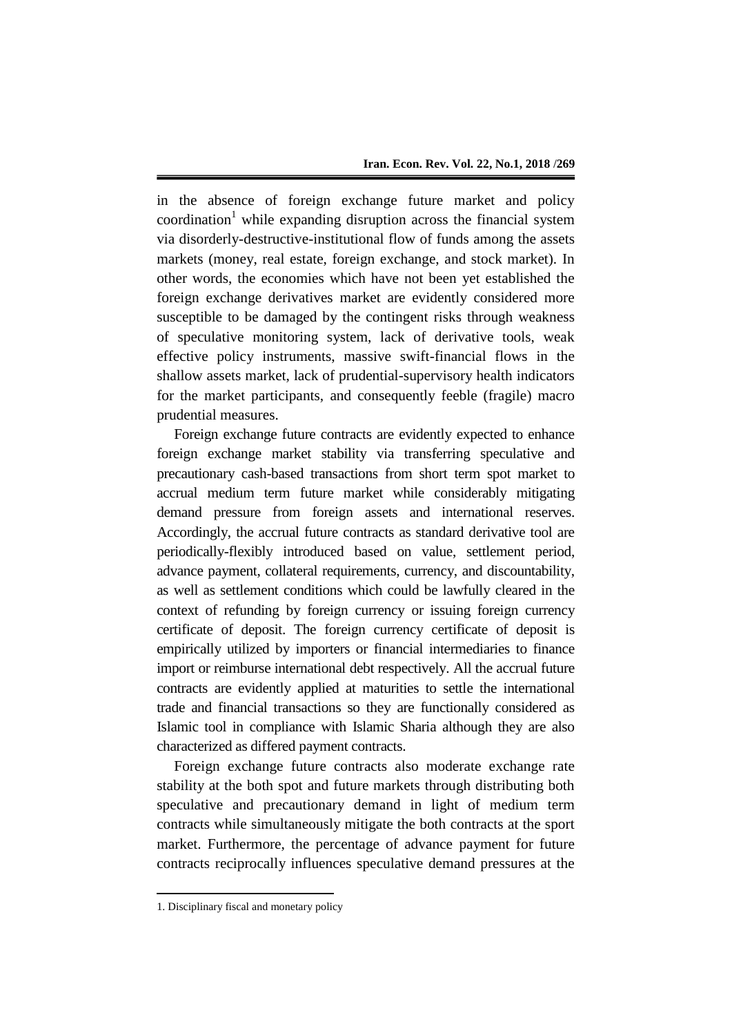in the absence of foreign exchange future market and policy coordination[1] while expanding disruption across the financial system via disorderly-destructive-institutional flow of funds among the assets markets (money, real estate, foreign exchange, and stock market). In other words, the economies which have not been yet established the foreign exchange derivatives market are evidently considered more susceptible to be damaged by the contingent risks through weakness of speculative monitoring system, lack of derivative tools, weak effective policy instruments, massive swift-financial flows in the shallow assets market, lack of prudential-supervisory health indicators for the market participants, and consequently feeble (fragile) macro prudential measures.

Foreign exchange future contracts are evidently expected to enhance foreign exchange market stability via transferring speculative and precautionary cash-based transactions from short term spot market to accrual medium term future market while considerably mitigating demand pressure from foreign assets and international reserves. Accordingly, the accrual future contracts as standard derivative tool are periodically-flexibly introduced based on value, settlement period, advance payment, collateral requirements, currency, and discountability, as well as settlement conditions which could be lawfully cleared in the context of refunding by foreign currency or issuing foreign currency certificate of deposit. The foreign currency certificate of deposit is empirically utilized by importers or financial intermediaries to finance import or reimburse international debt respectively. All the accrual future contracts are evidently applied at maturities to settle the international trade and financial transactions so they are functionally considered as Islamic tool in compliance with Islamic Sharia although they are also characterized as differed payment contracts.

Foreign exchange future contracts also moderate exchange rate stability at the both spot and future markets through distributing both speculative and precautionary demand in light of medium term contracts while simultaneously mitigate the both contracts at the sport market. Furthermore, the percentage of advance payment for future contracts reciprocally influences speculative demand pressures at the

---

1. Disciplinary fiscal and monetary policy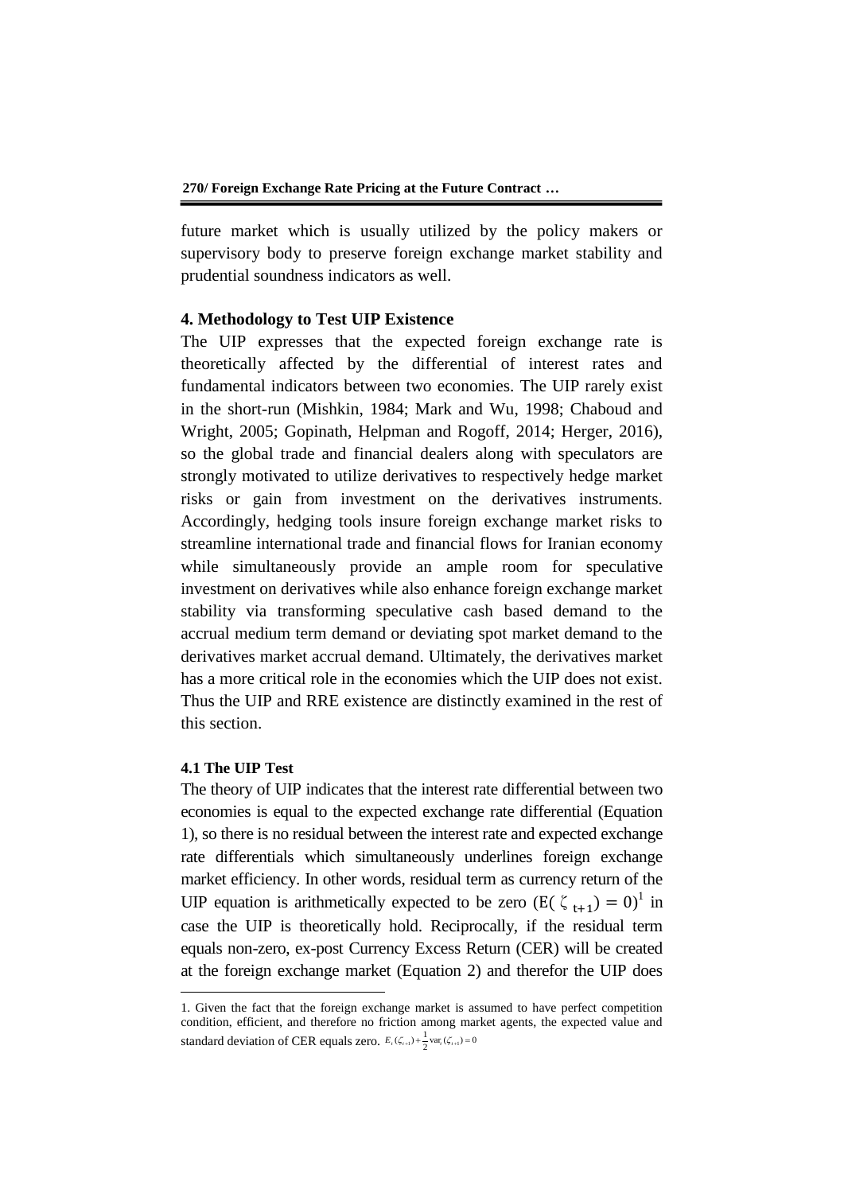future market which is usually utilized by the policy makers or supervisory body to preserve foreign exchange market stability and prudential soundness indicators as well.

## 4. Methodology to Test UIP Existence

The UIP expresses that the expected foreign exchange rate is theoretically affected by the differential of interest rates and fundamental indicators between two economies. The UIP rarely exist in the short-run (Mishkin, 1984; Mark and Wu, 1998; Chaboud and Wright, 2005; Gopinath, Helpman and Rogoff, 2014; Herger, 2016), so the global trade and financial dealers along with speculators are strongly motivated to utilize derivatives to respectively hedge market risks or gain from investment on the derivatives instruments. Accordingly, hedging tools insure foreign exchange market risks to streamline international trade and financial flows for Iranian economy while simultaneously provide an ample room for speculative investment on derivatives while also enhance foreign exchange market stability via transforming speculative cash based demand to the accrual medium term demand or deviating spot market demand to the derivatives market accrual demand. Ultimately, the derivatives market has a more critical role in the economies which the UIP does not exist. Thus the UIP and RRE existence are distinctly examined in the rest of this section.

### 4.1 The UIP Test

The theory of UIP indicates that the interest rate differential between two economies is equal to the expected exchange rate differential (Equation 1), so there is no residual between the interest rate and expected exchange rate differentials which simultaneously underlines foreign exchange market efficiency. In other words, residual term as currency return of the UIP equation is arithmetically expected to be zero ($E(\zeta_{t+1}) = 0$)[1] in case the UIP is theoretically hold. Reciprocally, if the residual term equals non-zero, ex-post Currency Excess Return (CER) will be created at the foreign exchange market (Equation 2) and therefor the UIP does

---

1. Given the fact that the foreign exchange market is assumed to have perfect competition condition, efficient, and therefore no friction among market agents, the expected value and standard deviation of CER equals zero. $E_t(\zeta_{t+1}) + \frac{1}{2}\text{var}_t(\zeta_{t+1}) = 0$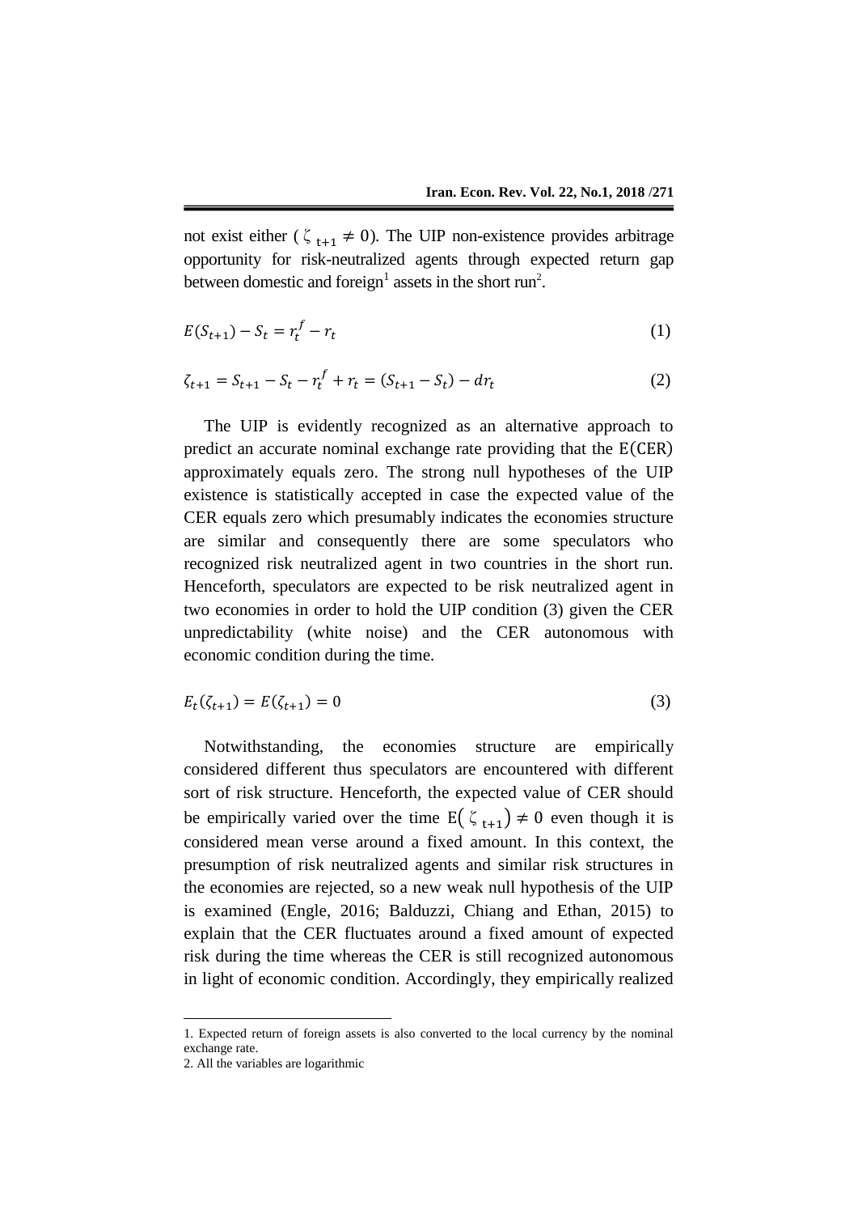not exist either ( $\zeta_{t+1} \neq 0$). The UIP non-existence provides arbitrage opportunity for risk-neutralized agents through expected return gap between domestic and foreign[1] assets in the short run[2].

$$E(S_{t+1}) - S_t = r_t^f - r_t \tag{1}$$

$$\zeta_{t+1} = S_{t+1} - S_t - r_t^f + r_t = (S_{t+1} - S_t) - dr_t \tag{2}$$

The UIP is evidently recognized as an alternative approach to predict an accurate nominal exchange rate providing that the $E(CER)$ approximately equals zero. The strong null hypotheses of the UIP existence is statistically accepted in case the expected value of the CER equals zero which presumably indicates the economies structure are similar and consequently there are some speculators who recognized risk neutralized agent in two countries in the short run. Henceforth, speculators are expected to be risk neutralized agent in two economies in order to hold the UIP condition (3) given the CER unpredictability (white noise) and the CER autonomous with economic condition during the time.

$$E_t(\zeta_{t+1}) = E(\zeta_{t+1}) = 0 \tag{3}$$

Notwithstanding, the economies structure are empirically considered different thus speculators are encountered with different sort of risk structure. Henceforth, the expected value of CER should be empirically varied over the time $E(\zeta_{t+1}) \neq 0$ even though it is considered mean verse around a fixed amount. In this context, the presumption of risk neutralized agents and similar risk structures in the economies are rejected, so a new weak null hypothesis of the UIP is examined (Engle, 2016; Balduzzi, Chiang and Ethan, 2015) to explain that the CER fluctuates around a fixed amount of expected risk during the time whereas the CER is still recognized autonomous in light of economic condition. Accordingly, they empirically realized

---

1. Expected return of foreign assets is also converted to the local currency by the nominal exchange rate.
2. All the variables are logarithmic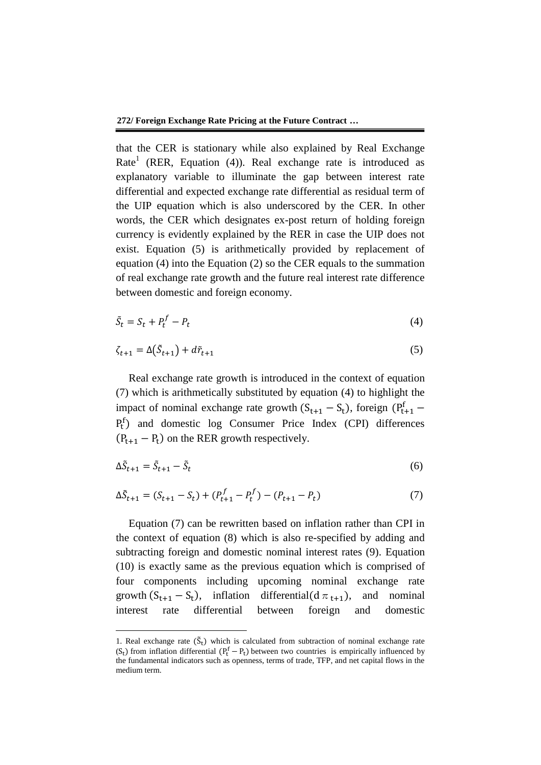that the CER is stationary while also explained by Real Exchange Rate[1] (RER, Equation (4)). Real exchange rate is introduced as explanatory variable to illuminate the gap between interest rate differential and expected exchange rate differential as residual term of the UIP equation which is also underscored by the CER. In other words, the CER which designates ex-post return of holding foreign currency is evidently explained by the RER in case the UIP does not exist. Equation (5) is arithmetically provided by replacement of equation (4) into the Equation (2) so the CER equals to the summation of real exchange rate growth and the future real interest rate difference between domestic and foreign economy.

$$\tilde{S}_t = S_t + P_t^f - P_t \tag{4}$$

$$\zeta_{t+1} = \Delta(\tilde{S}_{t+1}) + d\tilde{r}_{t+1} \tag{5}$$

Real exchange rate growth is introduced in the context of equation (7) which is arithmetically substituted by equation (4) to highlight the impact of nominal exchange rate growth $(S_{t+1} - S_t)$, foreign $(P_{t+1}^f - P_t^f)$ and domestic log Consumer Price Index (CPI) differences $(P_{t+1} - P_t)$ on the RER growth respectively.

$$\Delta\tilde{S}_{t+1} = \tilde{S}_{t+1} - \tilde{S}_t \tag{6}$$

$$\Delta\tilde{S}_{t+1} = (S_{t+1} - S_t) + (P_{t+1}^f - P_t^f) - (P_{t+1} - P_t) \tag{7}$$

Equation (7) can be rewritten based on inflation rather than CPI in the context of equation (8) which is also re-specified by adding and subtracting foreign and domestic nominal interest rates (9). Equation (10) is exactly same as the previous equation which is comprised of four components including upcoming nominal exchange rate growth $(S_{t+1} - S_t)$, inflation differential$(d\pi_{t+1})$, and nominal interest rate differential between foreign and domestic

1. Real exchange rate $(\tilde{S}_t)$ which is calculated from subtraction of nominal exchange rate $(S_t)$ from inflation differential $(P_t^f - P_t)$ between two countries is empirically influenced by the fundamental indicators such as openness, terms of trade, TFP, and net capital flows in the medium term.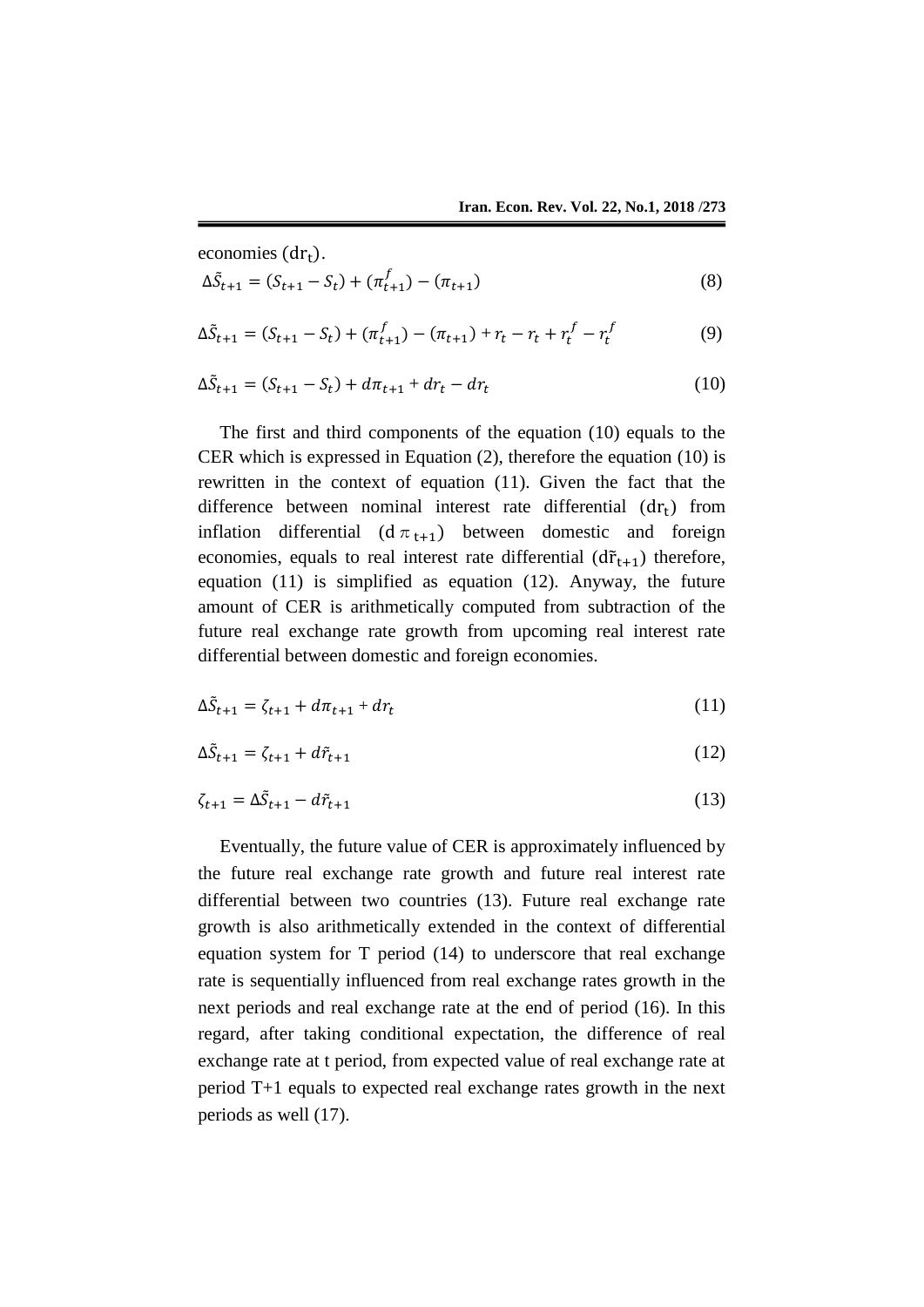economies ($\mathrm{dr_t}$).

$$\Delta\tilde{S}_{t+1} = (S_{t+1} - S_t) + (\pi^f_{t+1}) - (\pi_{t+1}) \tag{8}$$

$$\Delta\tilde{S}_{t+1} = (S_{t+1} - S_t) + (\pi^f_{t+1}) - (\pi_{t+1}) + r_t - r_t + r^f_t - r^f_t \tag{9}$$

$$\Delta\tilde{S}_{t+1} = (S_{t+1} - S_t) + d\pi_{t+1} + dr_t - dr_t \tag{10}$$

The first and third components of the equation (10) equals to the CER which is expressed in Equation (2), therefore the equation (10) is rewritten in the context of equation (11). Given the fact that the difference between nominal interest rate differential ($\mathrm{dr_t}$) from inflation differential ($\mathrm{d}\pi_{\mathrm{t+1}}$) between domestic and foreign economies, equals to real interest rate differential ($\mathrm{d\tilde{r}_{t+1}}$) therefore, equation (11) is simplified as equation (12). Anyway, the future amount of CER is arithmetically computed from subtraction of the future real exchange rate growth from upcoming real interest rate differential between domestic and foreign economies.

$$\Delta\tilde{S}_{t+1} = \zeta_{t+1} + d\pi_{t+1} + dr_t \tag{11}$$

$$\Delta\tilde{S}_{t+1} = \zeta_{t+1} + d\tilde{r}_{t+1} \tag{12}$$

$$\zeta_{t+1} = \Delta\tilde{S}_{t+1} - d\tilde{r}_{t+1} \tag{13}$$

Eventually, the future value of CER is approximately influenced by the future real exchange rate growth and future real interest rate differential between two countries (13). Future real exchange rate growth is also arithmetically extended in the context of differential equation system for T period (14) to underscore that real exchange rate is sequentially influenced from real exchange rates growth in the next periods and real exchange rate at the end of period (16). In this regard, after taking conditional expectation, the difference of real exchange rate at t period, from expected value of real exchange rate at period T+1 equals to expected real exchange rates growth in the next periods as well (17).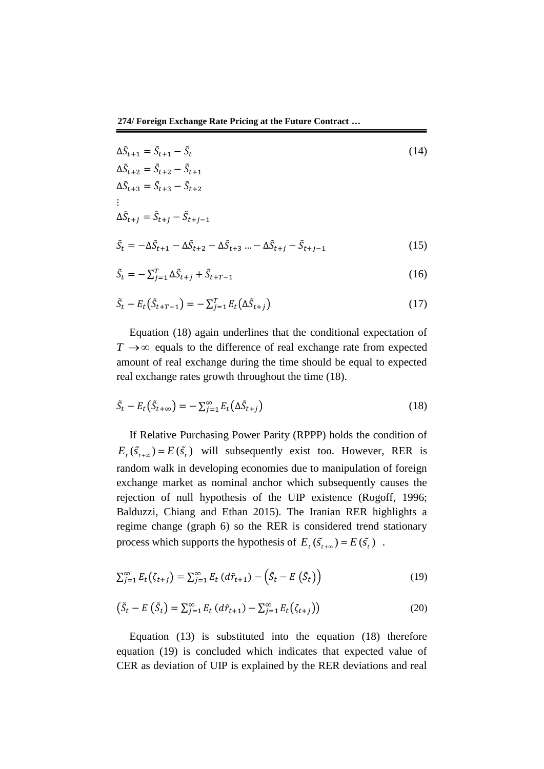$$\Delta\tilde{S}_{t+1} = \tilde{S}_{t+1} - \tilde{S}_t \tag{14}$$

$$\Delta\tilde{S}_{t+2} = \tilde{S}_{t+2} - \tilde{S}_{t+1}$$

$$\Delta\tilde{S}_{t+3} = \tilde{S}_{t+3} - \tilde{S}_{t+2}$$

$$\vdots$$

$$\Delta\tilde{S}_{t+j} = \tilde{S}_{t+j} - \tilde{S}_{t+j-1}$$

$$\tilde{S}_t = -\Delta\tilde{S}_{t+1} - \Delta\tilde{S}_{t+2} - \Delta\tilde{S}_{t+3} \ldots - \Delta\tilde{S}_{t+j} - \tilde{S}_{t+j-1} \tag{15}$$

$$\tilde{S}_t = -\sum_{j=1}^{T} \Delta\tilde{S}_{t+j} + \tilde{S}_{t+T-1} \tag{16}$$

$$\tilde{S}_t - E_t\left(\tilde{S}_{t+T-1}\right) = -\sum_{j=1}^{T} E_t\left(\Delta\tilde{S}_{t+j}\right) \tag{17}$$

Equation (18) again underlines that the conditional expectation of $T \to \infty$ equals to the difference of real exchange rate from expected amount of real exchange during the time should be equal to expected real exchange rates growth throughout the time (18).

$$\tilde{S}_t - E_t\left(\tilde{S}_{t+\infty}\right) = -\sum_{j=1}^{\infty} E_t\left(\Delta\tilde{S}_{t+j}\right) \tag{18}$$

If Relative Purchasing Power Parity (RPPP) holds the condition of $E_t(\tilde{s}_{t+\infty}) = E(\tilde{s}_t)$ will subsequently exist too. However, RER is random walk in developing economies due to manipulation of foreign exchange market as nominal anchor which subsequently causes the rejection of null hypothesis of the UIP existence (Rogoff, 1996; Balduzzi, Chiang and Ethan 2015). The Iranian RER highlights a regime change (graph 6) so the RER is considered trend stationary process which supports the hypothesis of $E_t(\tilde{s}_{t+\infty}) = E(\tilde{s}_t)$ .

$$\sum_{j=1}^{\infty} E_t\left(\zeta_{t+j}\right) = \sum_{j=1}^{\infty} E_t\left(d\tilde{r}_{t+1}\right) - \left(\tilde{S}_t - E\left(\tilde{S}_t\right)\right) \tag{19}$$

$$\left(\tilde{S}_t - E\left(\tilde{S}_t\right)\right) = \sum_{j=1}^{\infty} E_t\left(d\tilde{r}_{t+1}\right) - \sum_{j=1}^{\infty} E_t\left(\zeta_{t+j}\right)\Big) \tag{20}$$

Equation (13) is substituted into the equation (18) therefore equation (19) is concluded which indicates that expected value of CER as deviation of UIP is explained by the RER deviations and real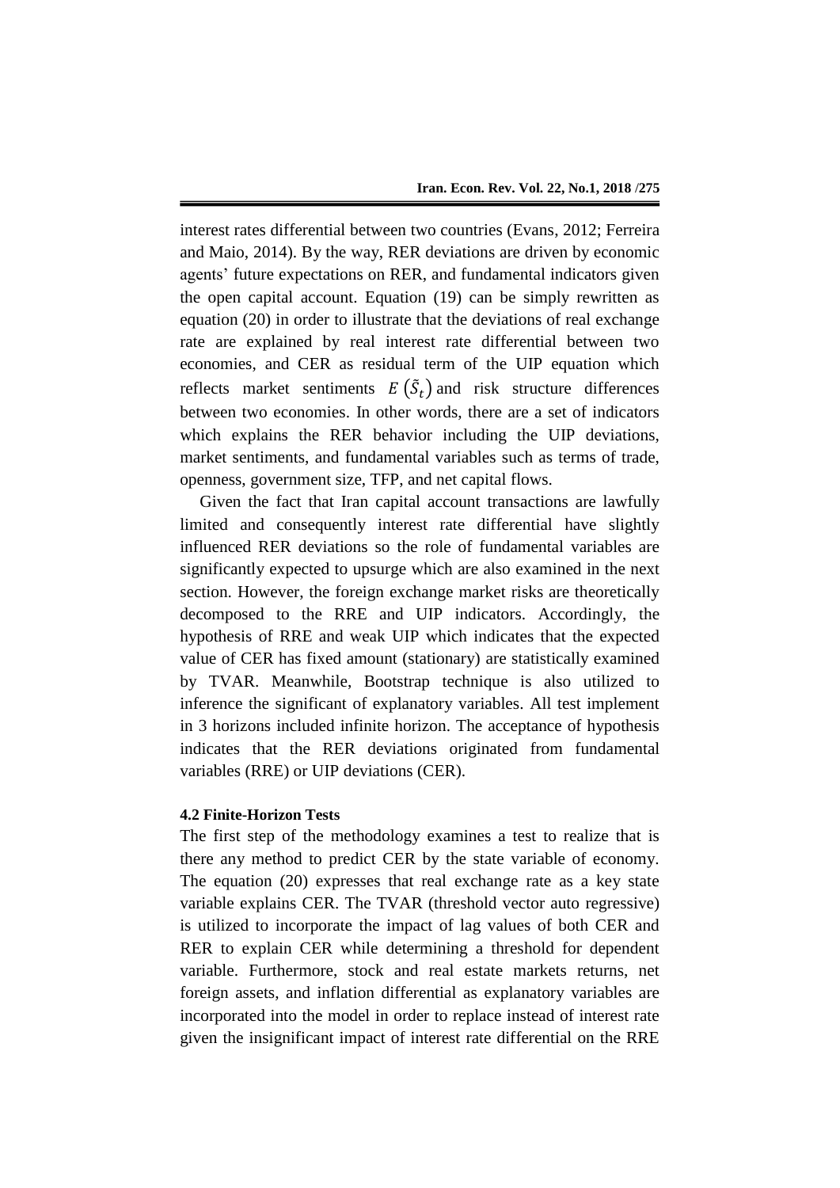interest rates differential between two countries (Evans, 2012; Ferreira and Maio, 2014). By the way, RER deviations are driven by economic agents' future expectations on RER, and fundamental indicators given the open capital account. Equation (19) can be simply rewritten as equation (20) in order to illustrate that the deviations of real exchange rate are explained by real interest rate differential between two economies, and CER as residual term of the UIP equation which reflects market sentiments $E\left(\tilde{S}_t\right)$ and risk structure differences between two economies. In other words, there are a set of indicators which explains the RER behavior including the UIP deviations, market sentiments, and fundamental variables such as terms of trade, openness, government size, TFP, and net capital flows.

Given the fact that Iran capital account transactions are lawfully limited and consequently interest rate differential have slightly influenced RER deviations so the role of fundamental variables are significantly expected to upsurge which are also examined in the next section. However, the foreign exchange market risks are theoretically decomposed to the RRE and UIP indicators. Accordingly, the hypothesis of RRE and weak UIP which indicates that the expected value of CER has fixed amount (stationary) are statistically examined by TVAR. Meanwhile, Bootstrap technique is also utilized to inference the significant of explanatory variables. All test implement in 3 horizons included infinite horizon. The acceptance of hypothesis indicates that the RER deviations originated from fundamental variables (RRE) or UIP deviations (CER).

### 4.2 Finite-Horizon Tests

The first step of the methodology examines a test to realize that is there any method to predict CER by the state variable of economy. The equation (20) expresses that real exchange rate as a key state variable explains CER. The TVAR (threshold vector auto regressive) is utilized to incorporate the impact of lag values of both CER and RER to explain CER while determining a threshold for dependent variable. Furthermore, stock and real estate markets returns, net foreign assets, and inflation differential as explanatory variables are incorporated into the model in order to replace instead of interest rate given the insignificant impact of interest rate differential on the RRE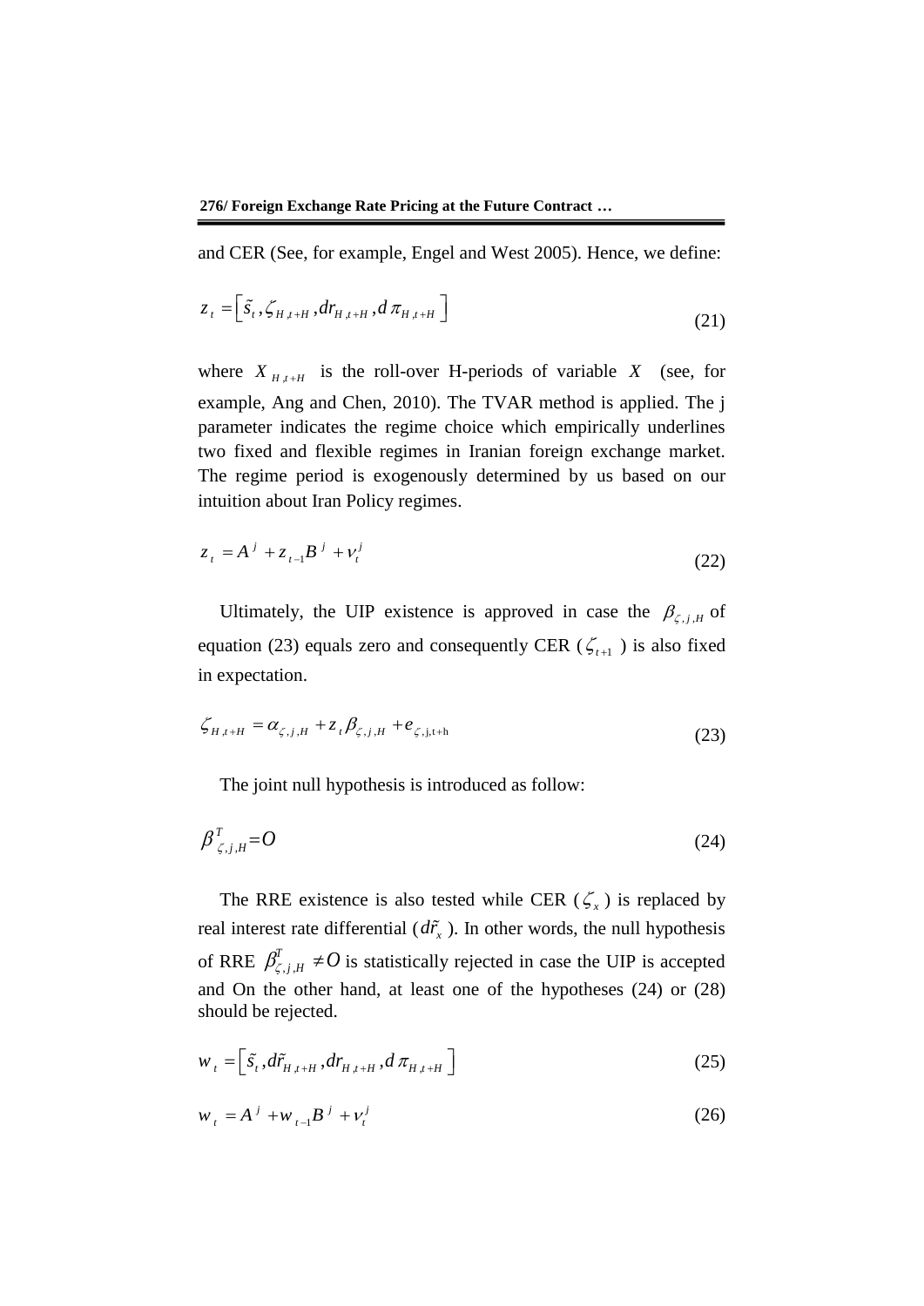and CER (See, for example, Engel and West 2005). Hence, we define:

$$z_t = \left[\tilde{s}_t, \zeta_{H,t+H}, dr_{H,t+H}, d\pi_{H,t+H}\right] \tag{21}$$

where $X_{H,t+H}$ is the roll-over H-periods of variable $X$ (see, for example, Ang and Chen, 2010). The TVAR method is applied. The j parameter indicates the regime choice which empirically underlines two fixed and flexible regimes in Iranian foreign exchange market. The regime period is exogenously determined by us based on our intuition about Iran Policy regimes.

$$z_t = A^j + z_{t-1}B^j + \nu_t^j \tag{22}$$

Ultimately, the UIP existence is approved in case the $\beta_{\zeta,j,H}$ of equation (23) equals zero and consequently CER ($\zeta_{t+1}$) is also fixed in expectation.

$$\zeta_{H,t+H} = \alpha_{\zeta,j,H} + z_t\beta_{\zeta,j,H} + e_{\zeta,\mathrm{j,t+h}} \tag{23}$$

The joint null hypothesis is introduced as follow:

$$\beta^T_{\zeta,j,H} = O \tag{24}$$

The RRE existence is also tested while CER ($\zeta_x$) is replaced by real interest rate differential ($d\tilde{r}_x$). In other words, the null hypothesis of RRE $\beta^T_{\zeta,j,H} \neq O$ is statistically rejected in case the UIP is accepted and On the other hand, at least one of the hypotheses (24) or (28) should be rejected.

$$w_t = \left[\tilde{s}_t, d\tilde{r}_{H,t+H}, dr_{H,t+H}, d\pi_{H,t+H}\right] \tag{25}$$

$$w_t = A^j + w_{t-1}B^j + \nu_t^j \tag{26}$$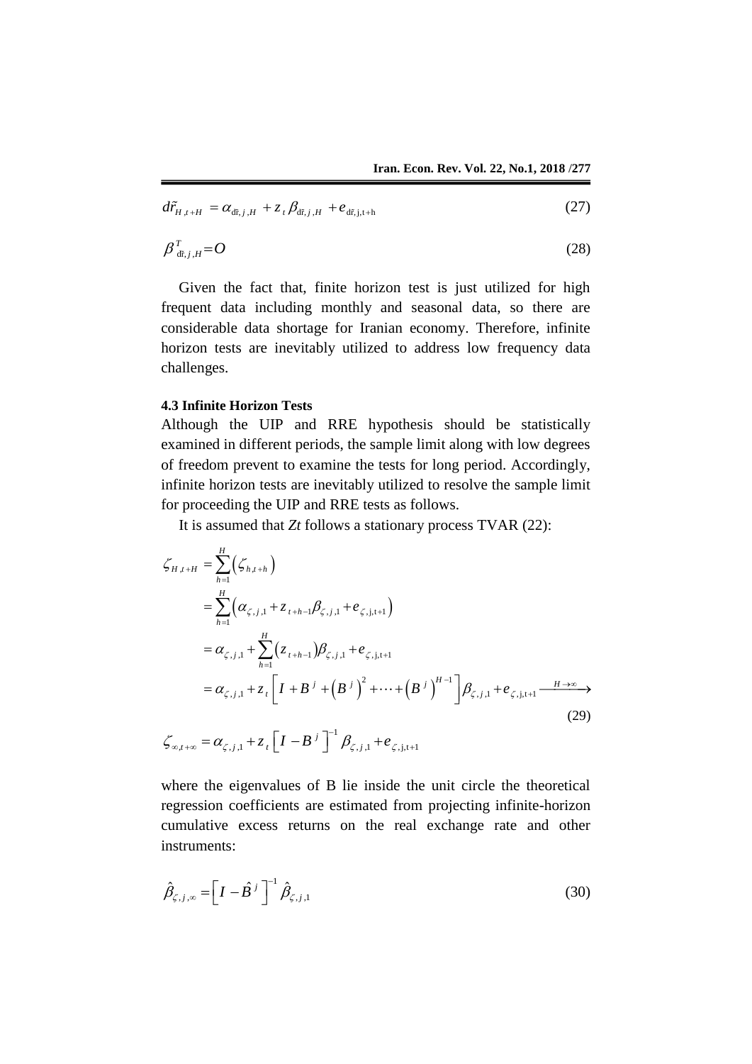$$d\tilde{r}_{H,t+H} = \alpha_{d\tilde{r},j,H} + z_t \beta_{d\tilde{r},j,H} + e_{d\tilde{r},j,t+h} \tag{27}$$

$$\beta^{T}_{d\tilde{r},j,H} = O \tag{28}$$

Given the fact that, finite horizon test is just utilized for high frequent data including monthly and seasonal data, so there are considerable data shortage for Iranian economy. Therefore, infinite horizon tests are inevitably utilized to address low frequency data challenges.

#### 4.3 Infinite Horizon Tests

Although the UIP and RRE hypothesis should be statistically examined in different periods, the sample limit along with low degrees of freedom prevent to examine the tests for long period. Accordingly, infinite horizon tests are inevitably utilized to resolve the sample limit for proceeding the UIP and RRE tests as follows.

It is assumed that *Zt* follows a stationary process TVAR (22):

$$\begin{aligned}
\zeta_{H,t+H} &= \sum_{h=1}^{H} \left( \zeta_{h,t+h} \right) \\
&= \sum_{h=1}^{H} \left( \alpha_{\zeta,j,1} + z_{t+h-1} \beta_{\zeta,j,1} + e_{\zeta,j,t+1} \right) \\
&= \alpha_{\zeta,j,1} + \sum_{h=1}^{H} \left( z_{t+h-1} \right) \beta_{\zeta,j,1} + e_{\zeta,j,t+1} \\
&= \alpha_{\zeta,j,1} + z_t \left[ I + B^j + \left( B^j \right)^2 + \cdots + \left( B^j \right)^{H-1} \right] \beta_{\zeta,j,1} + e_{\zeta,j,t+1} \xrightarrow{H \to \infty}
\end{aligned} \tag{29}$$

$$\zeta_{\infty,t+\infty} = \alpha_{\zeta,j,1} + z_t \left[ I - B^j \right]^{-1} \beta_{\zeta,j,1} + e_{\zeta,j,t+1}$$

where the eigenvalues of B lie inside the unit circle the theoretical regression coefficients are estimated from projecting infinite-horizon cumulative excess returns on the real exchange rate and other instruments:

$$\hat{\beta}_{\zeta,j,\infty} = \left[ I - \hat{B}^j \right]^{-1} \hat{\beta}_{\zeta,j,1} \tag{30}$$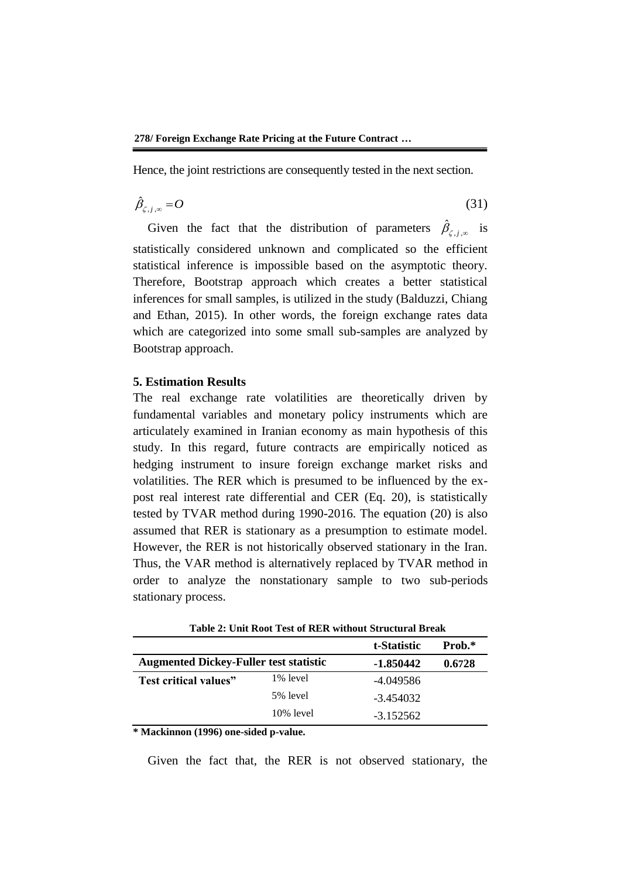Hence, the joint restrictions are consequently tested in the next section.

$$\hat{\beta}_{\zeta,j,\infty} = O \tag{31}$$

Given the fact that the distribution of parameters $\hat{\beta}_{\zeta,j,\infty}$ is statistically considered unknown and complicated so the efficient statistical inference is impossible based on the asymptotic theory. Therefore, Bootstrap approach which creates a better statistical inferences for small samples, is utilized in the study (Balduzzi, Chiang and Ethan, 2015). In other words, the foreign exchange rates data which are categorized into some small sub-samples are analyzed by Bootstrap approach.

## 5. Estimation Results

The real exchange rate volatilities are theoretically driven by fundamental variables and monetary policy instruments which are articulately examined in Iranian economy as main hypothesis of this study. In this regard, future contracts are empirically noticed as hedging instrument to insure foreign exchange market risks and volatilities. The RER which is presumed to be influenced by the ex-post real interest rate differential and CER (Eq. 20), is statistically tested by TVAR method during 1990-2016. The equation (20) is also assumed that RER is stationary as a presumption to estimate model. However, the RER is not historically observed stationary in the Iran. Thus, the VAR method is alternatively replaced by TVAR method in order to analyze the nonstationary sample to two sub-periods stationary process.

**Table 2: Unit Root Test of RER without Structural Break**

| | | t-Statistic | Prob.* |
|---|---|---|---|
| **Augmented Dickey-Fuller test statistic** | | **-1.850442** | **0.6728** |
| **Test critical values"** | 1% level | -4.049586 | |
| | 5% level | -3.454032 | |
| | 10% level | -3.152562 | |

**\* Mackinnon (1996) one-sided p-value.**

Given the fact that, the RER is not observed stationary, the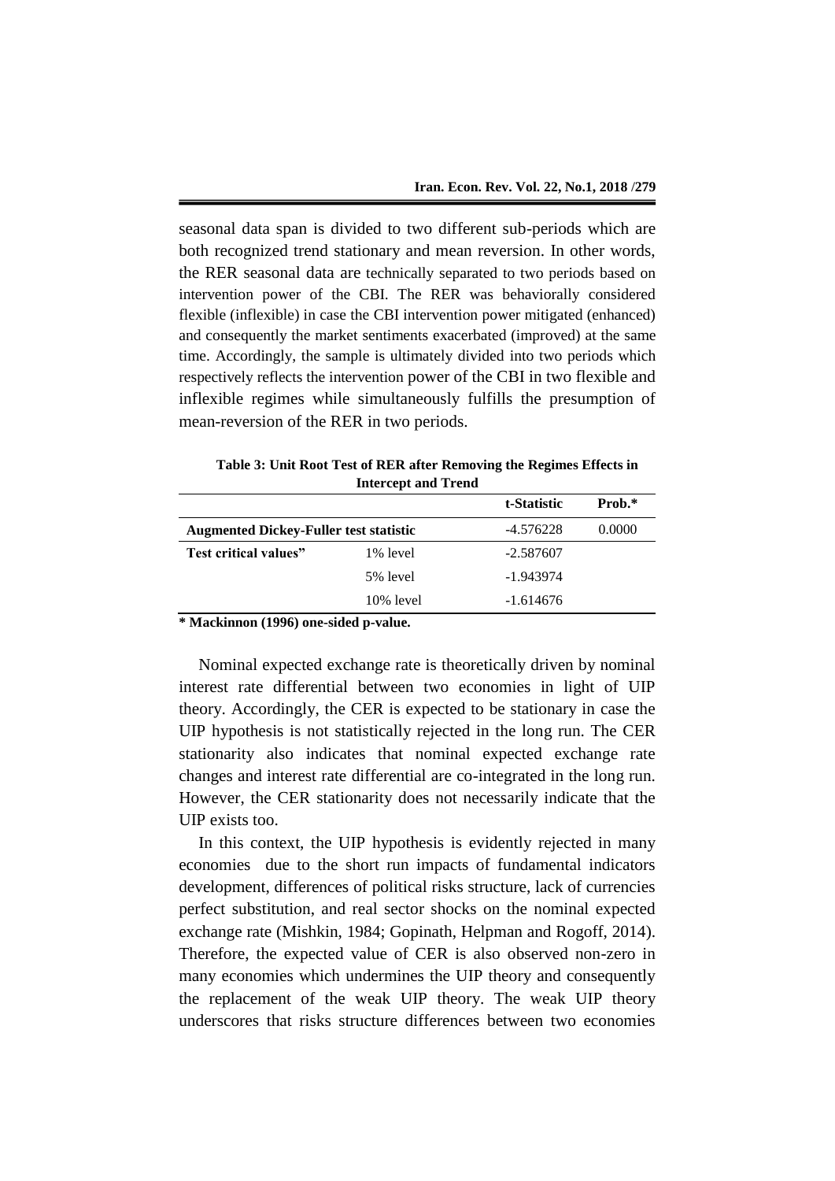seasonal data span is divided to two different sub-periods which are both recognized trend stationary and mean reversion. In other words, the RER seasonal data are technically separated to two periods based on intervention power of the CBI. The RER was behaviorally considered flexible (inflexible) in case the CBI intervention power mitigated (enhanced) and consequently the market sentiments exacerbated (improved) at the same time. Accordingly, the sample is ultimately divided into two periods which respectively reflects the intervention power of the CBI in two flexible and inflexible regimes while simultaneously fulfills the presumption of mean-reversion of the RER in two periods.

**Table 3: Unit Root Test of RER after Removing the Regimes Effects in Intercept and Trend**

| | | t-Statistic | Prob.* |
|---|---|---|---|
| **Augmented Dickey-Fuller test statistic** | | -4.576228 | 0.0000 |
| **Test critical values”** | 1% level | -2.587607 | |
| | 5% level | -1.943974 | |
| | 10% level | -1.614676 | |

**\* Mackinnon (1996) one-sided p-value.**

Nominal expected exchange rate is theoretically driven by nominal interest rate differential between two economies in light of UIP theory. Accordingly, the CER is expected to be stationary in case the UIP hypothesis is not statistically rejected in the long run. The CER stationarity also indicates that nominal expected exchange rate changes and interest rate differential are co-integrated in the long run. However, the CER stationarity does not necessarily indicate that the UIP exists too.

In this context, the UIP hypothesis is evidently rejected in many economies due to the short run impacts of fundamental indicators development, differences of political risks structure, lack of currencies perfect substitution, and real sector shocks on the nominal expected exchange rate (Mishkin, 1984; Gopinath, Helpman and Rogoff, 2014). Therefore, the expected value of CER is also observed non-zero in many economies which undermines the UIP theory and consequently the replacement of the weak UIP theory. The weak UIP theory underscores that risks structure differences between two economies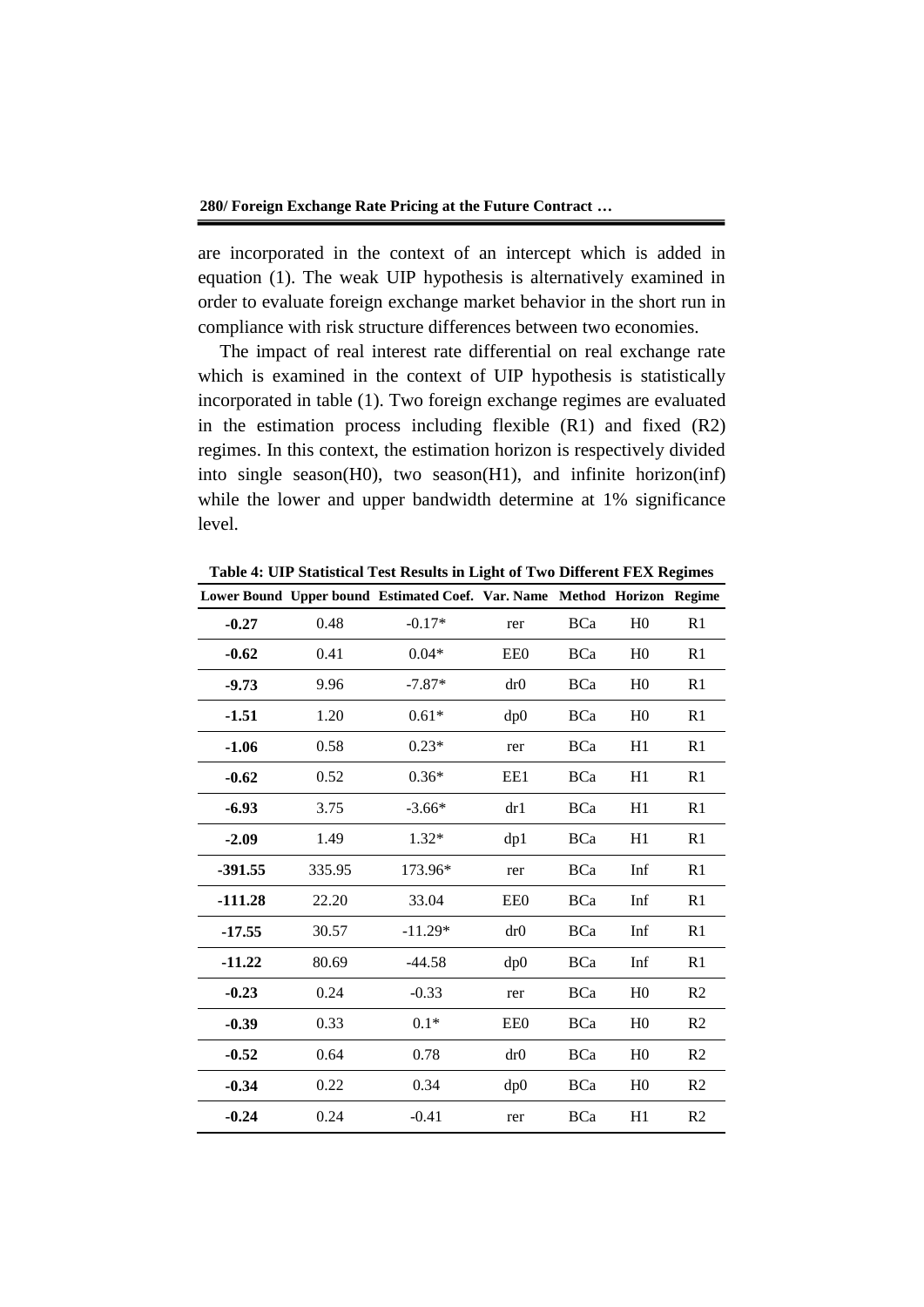are incorporated in the context of an intercept which is added in equation (1). The weak UIP hypothesis is alternatively examined in order to evaluate foreign exchange market behavior in the short run in compliance with risk structure differences between two economies.

The impact of real interest rate differential on real exchange rate which is examined in the context of UIP hypothesis is statistically incorporated in table (1). Two foreign exchange regimes are evaluated in the estimation process including flexible (R1) and fixed (R2) regimes. In this context, the estimation horizon is respectively divided into single season(H0), two season(H1), and infinite horizon(inf) while the lower and upper bandwidth determine at 1% significance level.

**Table 4: UIP Statistical Test Results in Light of Two Different FEX Regimes**

| Lower Bound | Upper bound | Estimated Coef. | Var. Name | Method | Horizon | Regime |
|---|---|---|---|---|---|---|
| **-0.27** | 0.48 | -0.17* | rer | BCa | H0 | R1 |
| **-0.62** | 0.41 | 0.04* | EE0 | BCa | H0 | R1 |
| **-9.73** | 9.96 | -7.87* | dr0 | BCa | H0 | R1 |
| **-1.51** | 1.20 | 0.61* | dp0 | BCa | H0 | R1 |
| **-1.06** | 0.58 | 0.23* | rer | BCa | H1 | R1 |
| **-0.62** | 0.52 | 0.36* | EE1 | BCa | H1 | R1 |
| **-6.93** | 3.75 | -3.66* | dr1 | BCa | H1 | R1 |
| **-2.09** | 1.49 | 1.32* | dp1 | BCa | H1 | R1 |
| **-391.55** | 335.95 | 173.96* | rer | BCa | Inf | R1 |
| **-111.28** | 22.20 | 33.04 | EE0 | BCa | Inf | R1 |
| **-17.55** | 30.57 | -11.29* | dr0 | BCa | Inf | R1 |
| **-11.22** | 80.69 | -44.58 | dp0 | BCa | Inf | R1 |
| **-0.23** | 0.24 | -0.33 | rer | BCa | H0 | R2 |
| **-0.39** | 0.33 | 0.1* | EE0 | BCa | H0 | R2 |
| **-0.52** | 0.64 | 0.78 | dr0 | BCa | H0 | R2 |
| **-0.34** | 0.22 | 0.34 | dp0 | BCa | H0 | R2 |
| **-0.24** | 0.24 | -0.41 | rer | BCa | H1 | R2 |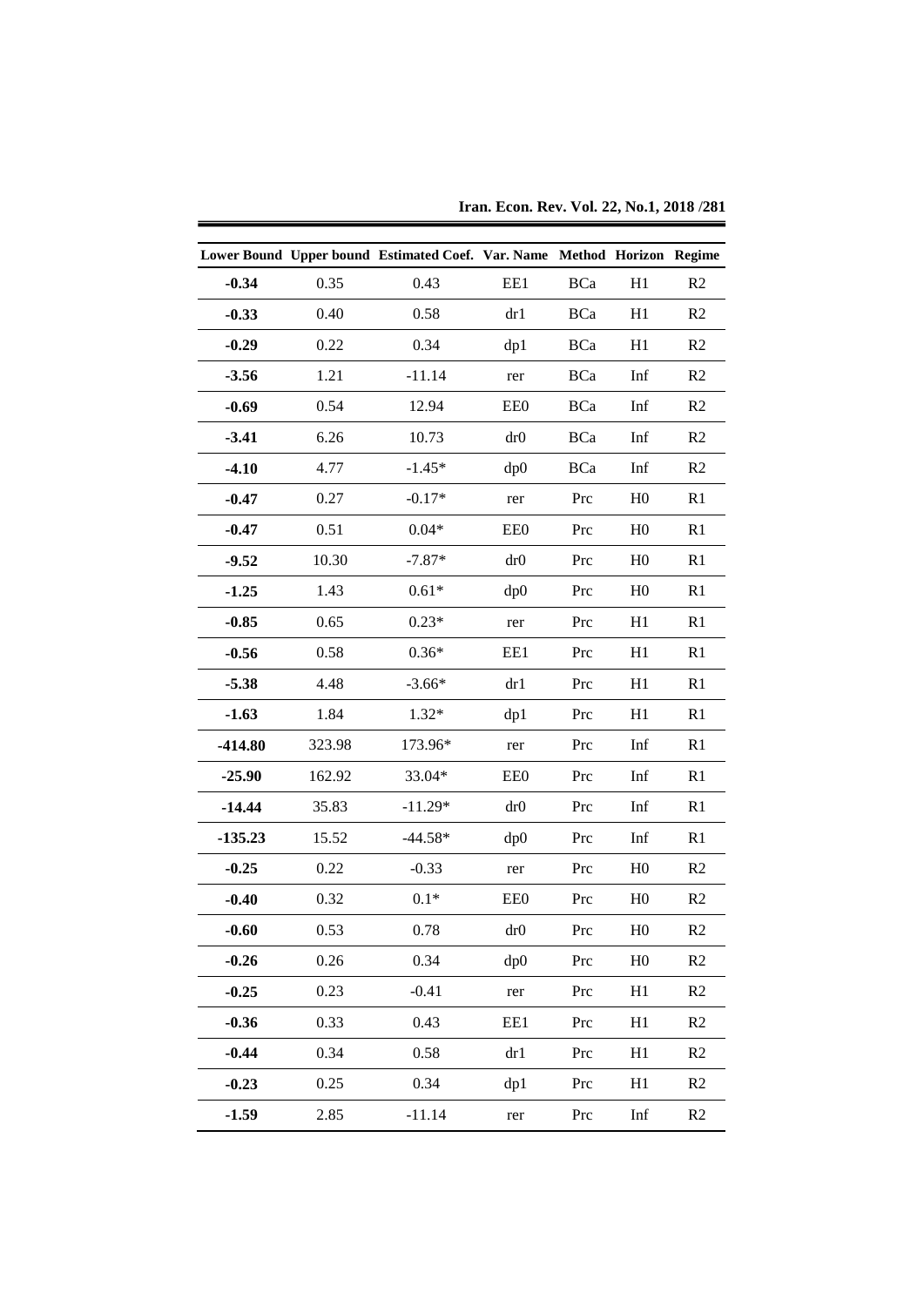| Lower Bound | Upper bound | Estimated Coef. | Var. Name | Method | Horizon | Regime |
|---|---|---|---|---|---|---|
| **-0.34** | 0.35 | 0.43 | EE1 | BCa | H1 | R2 |
| **-0.33** | 0.40 | 0.58 | dr1 | BCa | H1 | R2 |
| **-0.29** | 0.22 | 0.34 | dp1 | BCa | H1 | R2 |
| **-3.56** | 1.21 | -11.14 | rer | BCa | Inf | R2 |
| **-0.69** | 0.54 | 12.94 | EE0 | BCa | Inf | R2 |
| **-3.41** | 6.26 | 10.73 | dr0 | BCa | Inf | R2 |
| **-4.10** | 4.77 | -1.45* | dp0 | BCa | Inf | R2 |
| **-0.47** | 0.27 | -0.17* | rer | Prc | H0 | R1 |
| **-0.47** | 0.51 | 0.04* | EE0 | Prc | H0 | R1 |
| **-9.52** | 10.30 | -7.87* | dr0 | Prc | H0 | R1 |
| **-1.25** | 1.43 | 0.61* | dp0 | Prc | H0 | R1 |
| **-0.85** | 0.65 | 0.23* | rer | Prc | H1 | R1 |
| **-0.56** | 0.58 | 0.36* | EE1 | Prc | H1 | R1 |
| **-5.38** | 4.48 | -3.66* | dr1 | Prc | H1 | R1 |
| **-1.63** | 1.84 | 1.32* | dp1 | Prc | H1 | R1 |
| **-414.80** | 323.98 | 173.96* | rer | Prc | Inf | R1 |
| **-25.90** | 162.92 | 33.04* | EE0 | Prc | Inf | R1 |
| **-14.44** | 35.83 | -11.29* | dr0 | Prc | Inf | R1 |
| **-135.23** | 15.52 | -44.58* | dp0 | Prc | Inf | R1 |
| **-0.25** | 0.22 | -0.33 | rer | Prc | H0 | R2 |
| **-0.40** | 0.32 | 0.1* | EE0 | Prc | H0 | R2 |
| **-0.60** | 0.53 | 0.78 | dr0 | Prc | H0 | R2 |
| **-0.26** | 0.26 | 0.34 | dp0 | Prc | H0 | R2 |
| **-0.25** | 0.23 | -0.41 | rer | Prc | H1 | R2 |
| **-0.36** | 0.33 | 0.43 | EE1 | Prc | H1 | R2 |
| **-0.44** | 0.34 | 0.58 | dr1 | Prc | H1 | R2 |
| **-0.23** | 0.25 | 0.34 | dp1 | Prc | H1 | R2 |
| **-1.59** | 2.85 | -11.14 | rer | Prc | Inf | R2 |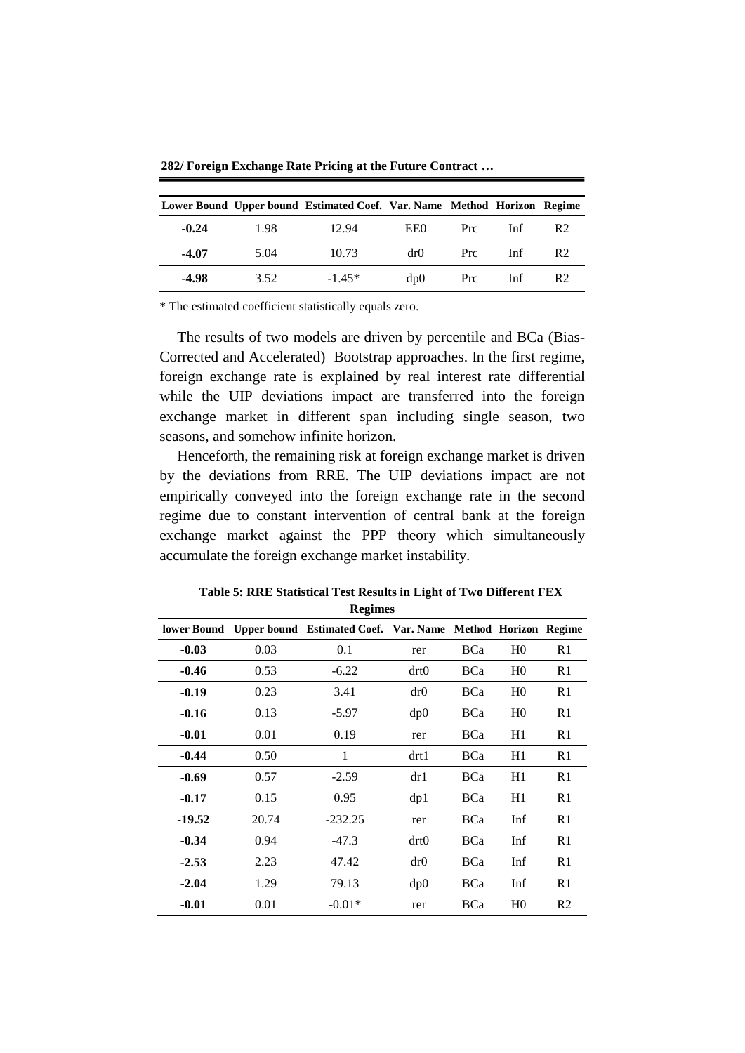| Lower Bound | Upper bound | Estimated Coef. | Var. Name | Method | Horizon | Regime |
|---|---|---|---|---|---|---|
| **-0.24** | 1.98 | 12.94 | EE0 | Prc | Inf | R2 |
| **-4.07** | 5.04 | 10.73 | dr0 | Prc | Inf | R2 |
| **-4.98** | 3.52 | -1.45* | dp0 | Prc | Inf | R2 |

\* The estimated coefficient statistically equals zero.

The results of two models are driven by percentile and BCa (Bias-Corrected and Accelerated) Bootstrap approaches. In the first regime, foreign exchange rate is explained by real interest rate differential while the UIP deviations impact are transferred into the foreign exchange market in different span including single season, two seasons, and somehow infinite horizon.

Henceforth, the remaining risk at foreign exchange market is driven by the deviations from RRE. The UIP deviations impact are not empirically conveyed into the foreign exchange rate in the second regime due to constant intervention of central bank at the foreign exchange market against the PPP theory which simultaneously accumulate the foreign exchange market instability.

**Table 5: RRE Statistical Test Results in Light of Two Different FEX Regimes**

| lower Bound | Upper bound | Estimated Coef. | Var. Name | Method | Horizon | Regime |
|---|---|---|---|---|---|---|
| **-0.03** | 0.03 | 0.1 | rer | BCa | H0 | R1 |
| **-0.46** | 0.53 | -6.22 | drt0 | BCa | H0 | R1 |
| **-0.19** | 0.23 | 3.41 | dr0 | BCa | H0 | R1 |
| **-0.16** | 0.13 | -5.97 | dp0 | BCa | H0 | R1 |
| **-0.01** | 0.01 | 0.19 | rer | BCa | H1 | R1 |
| **-0.44** | 0.50 | 1 | drt1 | BCa | H1 | R1 |
| **-0.69** | 0.57 | -2.59 | dr1 | BCa | H1 | R1 |
| **-0.17** | 0.15 | 0.95 | dp1 | BCa | H1 | R1 |
| **-19.52** | 20.74 | -232.25 | rer | BCa | Inf | R1 |
| **-0.34** | 0.94 | -47.3 | drt0 | BCa | Inf | R1 |
| **-2.53** | 2.23 | 47.42 | dr0 | BCa | Inf | R1 |
| **-2.04** | 1.29 | 79.13 | dp0 | BCa | Inf | R1 |
| **-0.01** | 0.01 | -0.01* | rer | BCa | H0 | R2 |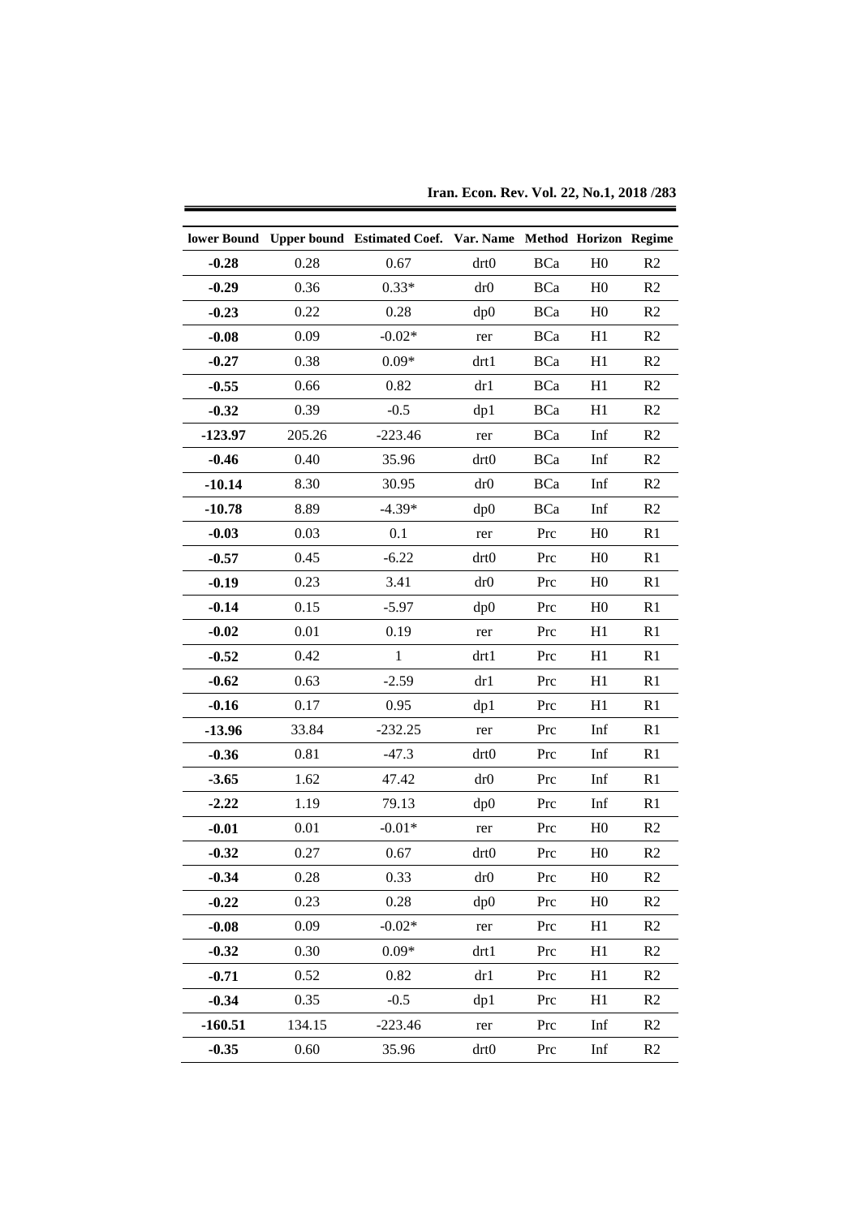| lower Bound | Upper bound | Estimated Coef. | Var. Name | Method | Horizon | Regime |
|---|---|---|---|---|---|---|
| **-0.28** | 0.28 | 0.67 | drt0 | BCa | H0 | R2 |
| **-0.29** | 0.36 | 0.33* | dr0 | BCa | H0 | R2 |
| **-0.23** | 0.22 | 0.28 | dp0 | BCa | H0 | R2 |
| **-0.08** | 0.09 | -0.02* | rer | BCa | H1 | R2 |
| **-0.27** | 0.38 | 0.09* | drt1 | BCa | H1 | R2 |
| **-0.55** | 0.66 | 0.82 | dr1 | BCa | H1 | R2 |
| **-0.32** | 0.39 | -0.5 | dp1 | BCa | H1 | R2 |
| **-123.97** | 205.26 | -223.46 | rer | BCa | Inf | R2 |
| **-0.46** | 0.40 | 35.96 | drt0 | BCa | Inf | R2 |
| **-10.14** | 8.30 | 30.95 | dr0 | BCa | Inf | R2 |
| **-10.78** | 8.89 | -4.39* | dp0 | BCa | Inf | R2 |
| **-0.03** | 0.03 | 0.1 | rer | Prc | H0 | R1 |
| **-0.57** | 0.45 | -6.22 | drt0 | Prc | H0 | R1 |
| **-0.19** | 0.23 | 3.41 | dr0 | Prc | H0 | R1 |
| **-0.14** | 0.15 | -5.97 | dp0 | Prc | H0 | R1 |
| **-0.02** | 0.01 | 0.19 | rer | Prc | H1 | R1 |
| **-0.52** | 0.42 | 1 | drt1 | Prc | H1 | R1 |
| **-0.62** | 0.63 | -2.59 | dr1 | Prc | H1 | R1 |
| **-0.16** | 0.17 | 0.95 | dp1 | Prc | H1 | R1 |
| **-13.96** | 33.84 | -232.25 | rer | Prc | Inf | R1 |
| **-0.36** | 0.81 | -47.3 | drt0 | Prc | Inf | R1 |
| **-3.65** | 1.62 | 47.42 | dr0 | Prc | Inf | R1 |
| **-2.22** | 1.19 | 79.13 | dp0 | Prc | Inf | R1 |
| **-0.01** | 0.01 | -0.01* | rer | Prc | H0 | R2 |
| **-0.32** | 0.27 | 0.67 | drt0 | Prc | H0 | R2 |
| **-0.34** | 0.28 | 0.33 | dr0 | Prc | H0 | R2 |
| **-0.22** | 0.23 | 0.28 | dp0 | Prc | H0 | R2 |
| **-0.08** | 0.09 | -0.02* | rer | Prc | H1 | R2 |
| **-0.32** | 0.30 | 0.09* | drt1 | Prc | H1 | R2 |
| **-0.71** | 0.52 | 0.82 | dr1 | Prc | H1 | R2 |
| **-0.34** | 0.35 | -0.5 | dp1 | Prc | H1 | R2 |
| **-160.51** | 134.15 | -223.46 | rer | Prc | Inf | R2 |
| **-0.35** | 0.60 | 35.96 | drt0 | Prc | Inf | R2 |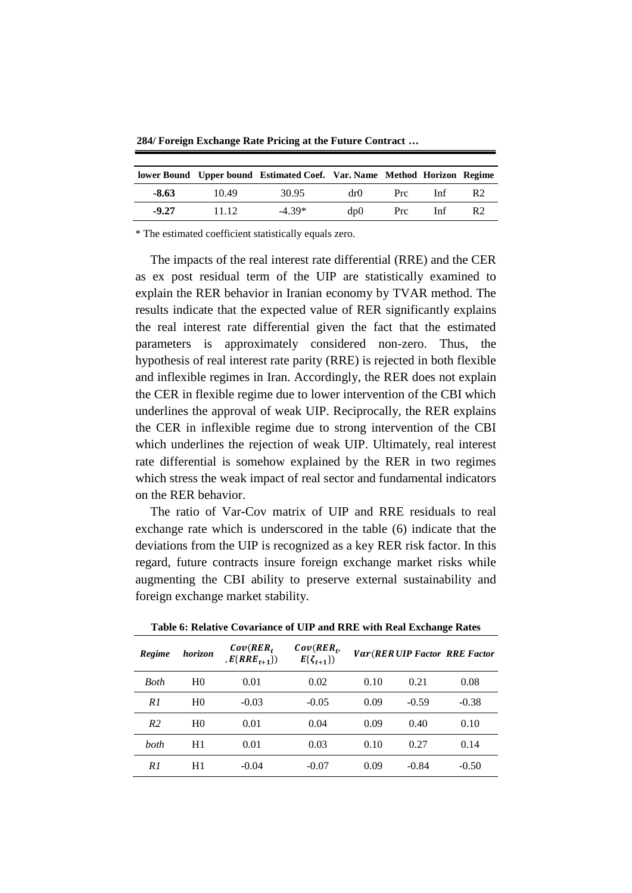| lower Bound | Upper bound | Estimated Coef. | Var. Name | Method | Horizon | Regime |
|---|---|---|---|---|---|---|
| **-8.63** | 10.49 | 30.95 | dr0 | Prc | Inf | R2 |
| **-9.27** | 11.12 | -4.39* | dp0 | Prc | Inf | R2 |

\* The estimated coefficient statistically equals zero.

The impacts of the real interest rate differential (RRE) and the CER as ex post residual term of the UIP are statistically examined to explain the RER behavior in Iranian economy by TVAR method. The results indicate that the expected value of RER significantly explains the real interest rate differential given the fact that the estimated parameters is approximately considered non-zero. Thus, the hypothesis of real interest rate parity (RRE) is rejected in both flexible and inflexible regimes in Iran. Accordingly, the RER does not explain the CER in flexible regime due to lower intervention of the CBI which underlines the approval of weak UIP. Reciprocally, the RER explains the CER in inflexible regime due to strong intervention of the CBI which underlines the rejection of weak UIP. Ultimately, real interest rate differential is somehow explained by the RER in two regimes which stress the weak impact of real sector and fundamental indicators on the RER behavior.

The ratio of Var-Cov matrix of UIP and RRE residuals to real exchange rate which is underscored in the table (6) indicate that the deviations from the UIP is recognized as a key RER risk factor. In this regard, future contracts insure foreign exchange market risks while augmenting the CBI ability to preserve external sustainability and foreign exchange market stability.

**Table 6: Relative Covariance of UIP and RRE with Real Exchange Rates**

| *Regime* | *horizon* | $Cov(RER_t, E\{RRE_{t+1}\})$ | $Cov(RER_t, E\{\zeta_{t+1}\})$ | $Var(RER)$ | *UIP Factor* | *RRE Factor* |
|---|---|---|---|---|---|---|
| *Both* | H0 | 0.01 | 0.02 | 0.10 | 0.21 | 0.08 |
| *R1* | H0 | -0.03 | -0.05 | 0.09 | -0.59 | -0.38 |
| *R2* | H0 | 0.01 | 0.04 | 0.09 | 0.40 | 0.10 |
| *both* | H1 | 0.01 | 0.03 | 0.10 | 0.27 | 0.14 |
| *R1* | H1 | -0.04 | -0.07 | 0.09 | -0.84 | -0.50 |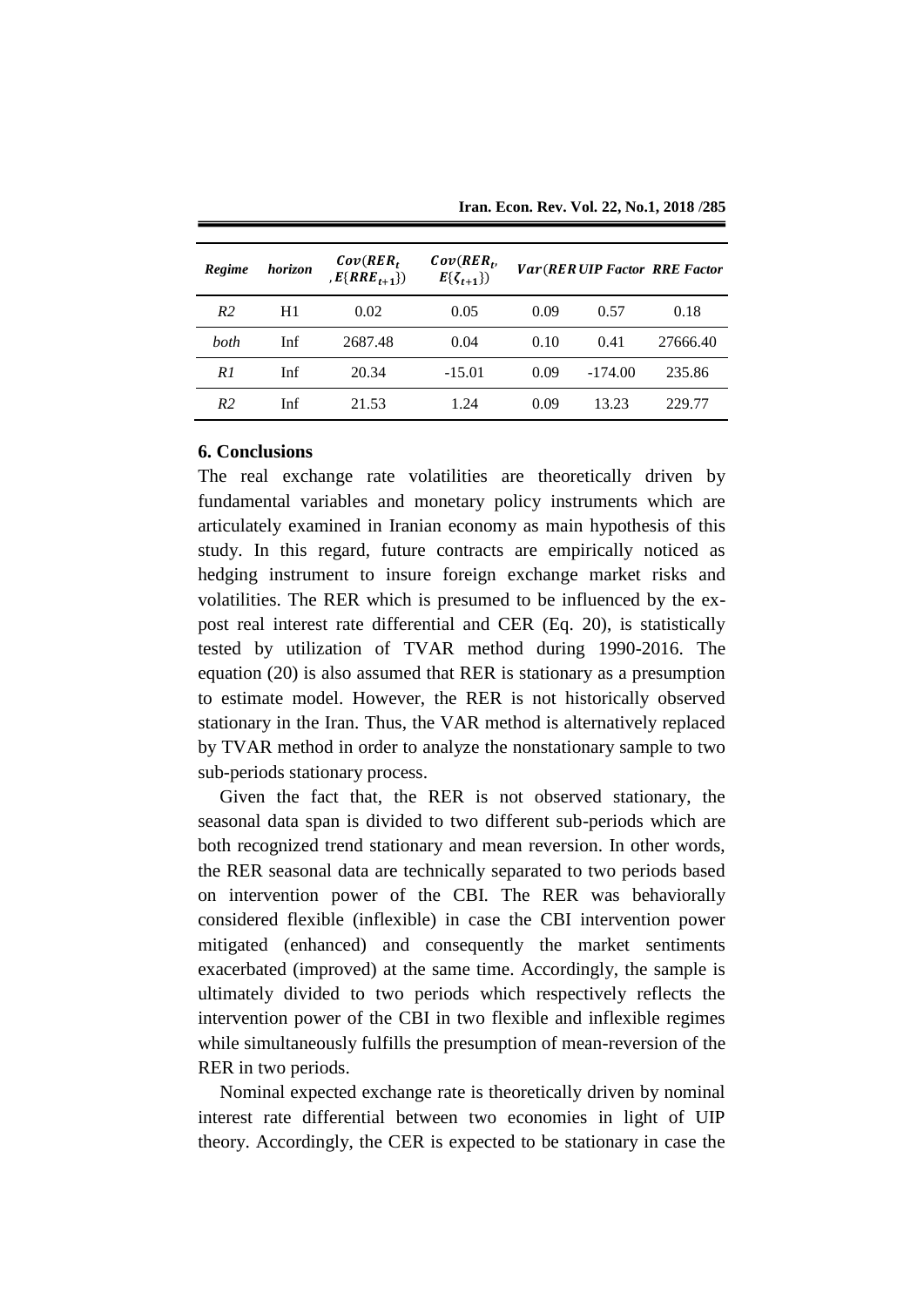| *Regime* | *horizon* | $Cov(RER_t, E\{RRE_{t+1}\})$ | $Cov(RER_t, E\{\zeta_{t+1}\})$ | $Var(RER$ | *UIP Factor* | *RRE Factor* |
|---|---|---|---|---|---|---|
| *R2* | H1 | 0.02 | 0.05 | 0.09 | 0.57 | 0.18 |
| *both* | Inf | 2687.48 | 0.04 | 0.10 | 0.41 | 27666.40 |
| *R1* | Inf | 20.34 | -15.01 | 0.09 | -174.00 | 235.86 |
| *R2* | Inf | 21.53 | 1.24 | 0.09 | 13.23 | 229.77 |

## 6. Conclusions

The real exchange rate volatilities are theoretically driven by fundamental variables and monetary policy instruments which are articulately examined in Iranian economy as main hypothesis of this study. In this regard, future contracts are empirically noticed as hedging instrument to insure foreign exchange market risks and volatilities. The RER which is presumed to be influenced by the ex-post real interest rate differential and CER (Eq. 20), is statistically tested by utilization of TVAR method during 1990-2016. The equation (20) is also assumed that RER is stationary as a presumption to estimate model. However, the RER is not historically observed stationary in the Iran. Thus, the VAR method is alternatively replaced by TVAR method in order to analyze the nonstationary sample to two sub-periods stationary process.

Given the fact that, the RER is not observed stationary, the seasonal data span is divided to two different sub-periods which are both recognized trend stationary and mean reversion. In other words, the RER seasonal data are technically separated to two periods based on intervention power of the CBI. The RER was behaviorally considered flexible (inflexible) in case the CBI intervention power mitigated (enhanced) and consequently the market sentiments exacerbated (improved) at the same time. Accordingly, the sample is ultimately divided to two periods which respectively reflects the intervention power of the CBI in two flexible and inflexible regimes while simultaneously fulfills the presumption of mean-reversion of the RER in two periods.

Nominal expected exchange rate is theoretically driven by nominal interest rate differential between two economies in light of UIP theory. Accordingly, the CER is expected to be stationary in case the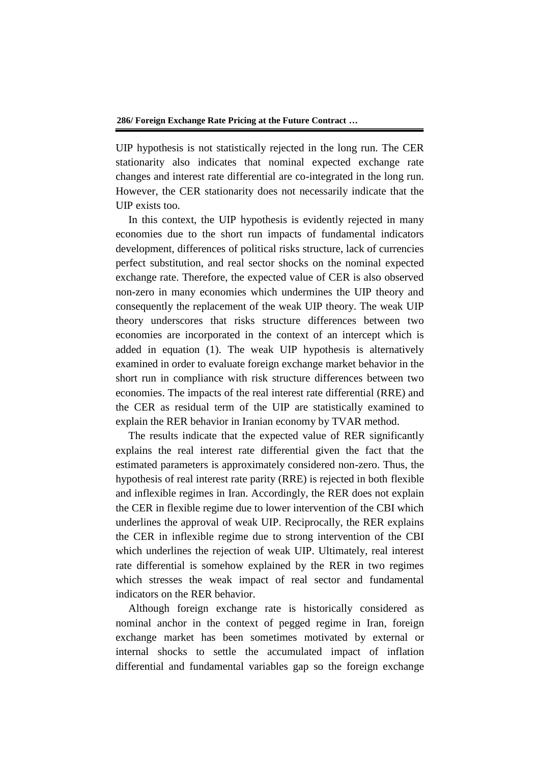UIP hypothesis is not statistically rejected in the long run. The CER stationarity also indicates that nominal expected exchange rate changes and interest rate differential are co-integrated in the long run. However, the CER stationarity does not necessarily indicate that the UIP exists too.

In this context, the UIP hypothesis is evidently rejected in many economies due to the short run impacts of fundamental indicators development, differences of political risks structure, lack of currencies perfect substitution, and real sector shocks on the nominal expected exchange rate. Therefore, the expected value of CER is also observed non-zero in many economies which undermines the UIP theory and consequently the replacement of the weak UIP theory. The weak UIP theory underscores that risks structure differences between two economies are incorporated in the context of an intercept which is added in equation (1). The weak UIP hypothesis is alternatively examined in order to evaluate foreign exchange market behavior in the short run in compliance with risk structure differences between two economies. The impacts of the real interest rate differential (RRE) and the CER as residual term of the UIP are statistically examined to explain the RER behavior in Iranian economy by TVAR method.

The results indicate that the expected value of RER significantly explains the real interest rate differential given the fact that the estimated parameters is approximately considered non-zero. Thus, the hypothesis of real interest rate parity (RRE) is rejected in both flexible and inflexible regimes in Iran. Accordingly, the RER does not explain the CER in flexible regime due to lower intervention of the CBI which underlines the approval of weak UIP. Reciprocally, the RER explains the CER in inflexible regime due to strong intervention of the CBI which underlines the rejection of weak UIP. Ultimately, real interest rate differential is somehow explained by the RER in two regimes which stresses the weak impact of real sector and fundamental indicators on the RER behavior.

Although foreign exchange rate is historically considered as nominal anchor in the context of pegged regime in Iran, foreign exchange market has been sometimes motivated by external or internal shocks to settle the accumulated impact of inflation differential and fundamental variables gap so the foreign exchange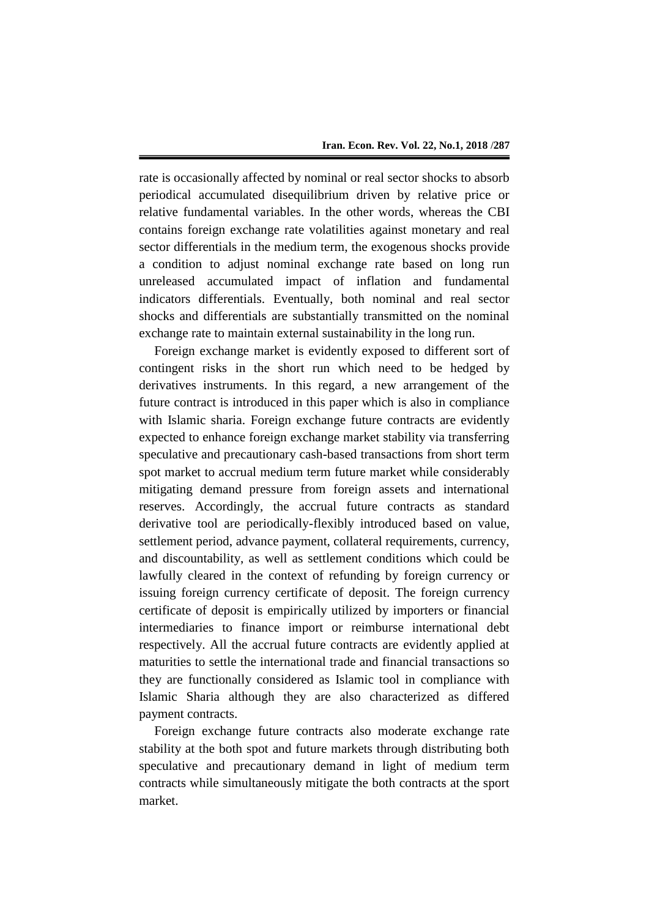rate is occasionally affected by nominal or real sector shocks to absorb periodical accumulated disequilibrium driven by relative price or relative fundamental variables. In the other words, whereas the CBI contains foreign exchange rate volatilities against monetary and real sector differentials in the medium term, the exogenous shocks provide a condition to adjust nominal exchange rate based on long run unreleased accumulated impact of inflation and fundamental indicators differentials. Eventually, both nominal and real sector shocks and differentials are substantially transmitted on the nominal exchange rate to maintain external sustainability in the long run.

Foreign exchange market is evidently exposed to different sort of contingent risks in the short run which need to be hedged by derivatives instruments. In this regard, a new arrangement of the future contract is introduced in this paper which is also in compliance with Islamic sharia. Foreign exchange future contracts are evidently expected to enhance foreign exchange market stability via transferring speculative and precautionary cash-based transactions from short term spot market to accrual medium term future market while considerably mitigating demand pressure from foreign assets and international reserves. Accordingly, the accrual future contracts as standard derivative tool are periodically-flexibly introduced based on value, settlement period, advance payment, collateral requirements, currency, and discountability, as well as settlement conditions which could be lawfully cleared in the context of refunding by foreign currency or issuing foreign currency certificate of deposit. The foreign currency certificate of deposit is empirically utilized by importers or financial intermediaries to finance import or reimburse international debt respectively. All the accrual future contracts are evidently applied at maturities to settle the international trade and financial transactions so they are functionally considered as Islamic tool in compliance with Islamic Sharia although they are also characterized as differed payment contracts.

Foreign exchange future contracts also moderate exchange rate stability at the both spot and future markets through distributing both speculative and precautionary demand in light of medium term contracts while simultaneously mitigate the both contracts at the sport market.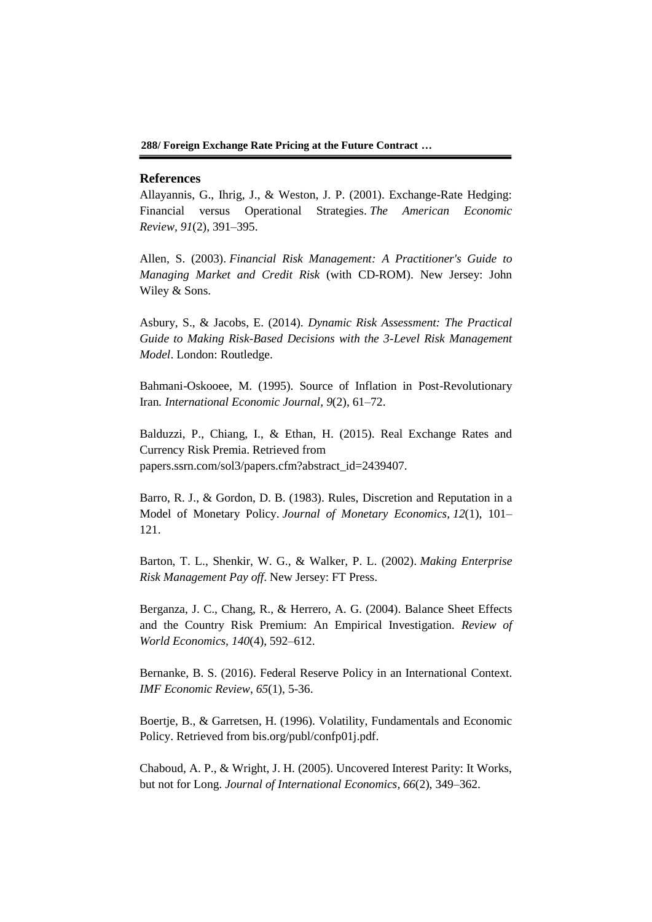## References

Allayannis, G., Ihrig, J., & Weston, J. P. (2001). Exchange-Rate Hedging: Financial versus Operational Strategies. *The American Economic Review*, *91*(2), 391–395.

Allen, S. (2003). *Financial Risk Management: A Practitioner's Guide to Managing Market and Credit Risk* (with CD-ROM). New Jersey: John Wiley & Sons.

Asbury, S., & Jacobs, E. (2014). *Dynamic Risk Assessment: The Practical Guide to Making Risk-Based Decisions with the 3-Level Risk Management Model*. London: Routledge.

Bahmani-Oskooee, M. (1995). Source of Inflation in Post-Revolutionary Iran. *International Economic Journal*, *9*(2), 61–72.

Balduzzi, P., Chiang, I., & Ethan, H. (2015). Real Exchange Rates and Currency Risk Premia. Retrieved from papers.ssrn.com/sol3/papers.cfm?abstract_id=2439407.

Barro, R. J., & Gordon, D. B. (1983). Rules, Discretion and Reputation in a Model of Monetary Policy. *Journal of Monetary Economics*, *12*(1), 101–121.

Barton, T. L., Shenkir, W. G., & Walker, P. L. (2002). *Making Enterprise Risk Management Pay off*. New Jersey: FT Press.

Berganza, J. C., Chang, R., & Herrero, A. G. (2004). Balance Sheet Effects and the Country Risk Premium: An Empirical Investigation. *Review of World Economics*, *140*(4), 592–612.

Bernanke, B. S. (2016). Federal Reserve Policy in an International Context. *IMF Economic Review*, *65*(1), 5-36.

Boertje, B., & Garretsen, H. (1996). Volatility, Fundamentals and Economic Policy. Retrieved from bis.org/publ/confp01j.pdf.

Chaboud, A. P., & Wright, J. H. (2005). Uncovered Interest Parity: It Works, but not for Long. *Journal of International Economics*, *66*(2), 349–362.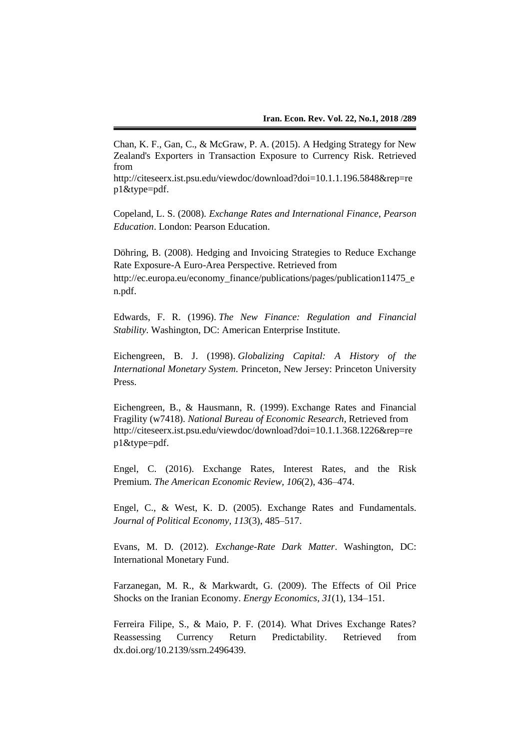Chan, K. F., Gan, C., & McGraw, P. A. (2015). A Hedging Strategy for New Zealand's Exporters in Transaction Exposure to Currency Risk. Retrieved from http://citeseerx.ist.psu.edu/viewdoc/download?doi=10.1.1.196.5848&rep=rep1&type=pdf.

Copeland, L. S. (2008). *Exchange Rates and International Finance, Pearson Education*. London: Pearson Education.

Döhring, B. (2008). Hedging and Invoicing Strategies to Reduce Exchange Rate Exposure-A Euro-Area Perspective. Retrieved from http://ec.europa.eu/economy_finance/publications/pages/publication11475_en.pdf.

Edwards, F. R. (1996). *The New Finance: Regulation and Financial Stability*. Washington, DC: American Enterprise Institute.

Eichengreen, B. J. (1998). *Globalizing Capital: A History of the International Monetary System*. Princeton, New Jersey: Princeton University Press.

Eichengreen, B., & Hausmann, R. (1999). Exchange Rates and Financial Fragility (w7418). *National Bureau of Economic Research*, Retrieved from http://citeseerx.ist.psu.edu/viewdoc/download?doi=10.1.1.368.1226&rep=rep1&type=pdf.

Engel, C. (2016). Exchange Rates, Interest Rates, and the Risk Premium. *The American Economic Review, 106*(2), 436–474.

Engel, C., & West, K. D. (2005). Exchange Rates and Fundamentals. *Journal of Political Economy, 113*(3), 485–517.

Evans, M. D. (2012). *Exchange-Rate Dark Matter*. Washington, DC: International Monetary Fund.

Farzanegan, M. R., & Markwardt, G. (2009). The Effects of Oil Price Shocks on the Iranian Economy. *Energy Economics, 31*(1), 134–151.

Ferreira Filipe, S., & Maio, P. F. (2014). What Drives Exchange Rates? Reassessing Currency Return Predictability. Retrieved from dx.doi.org/10.2139/ssrn.2496439.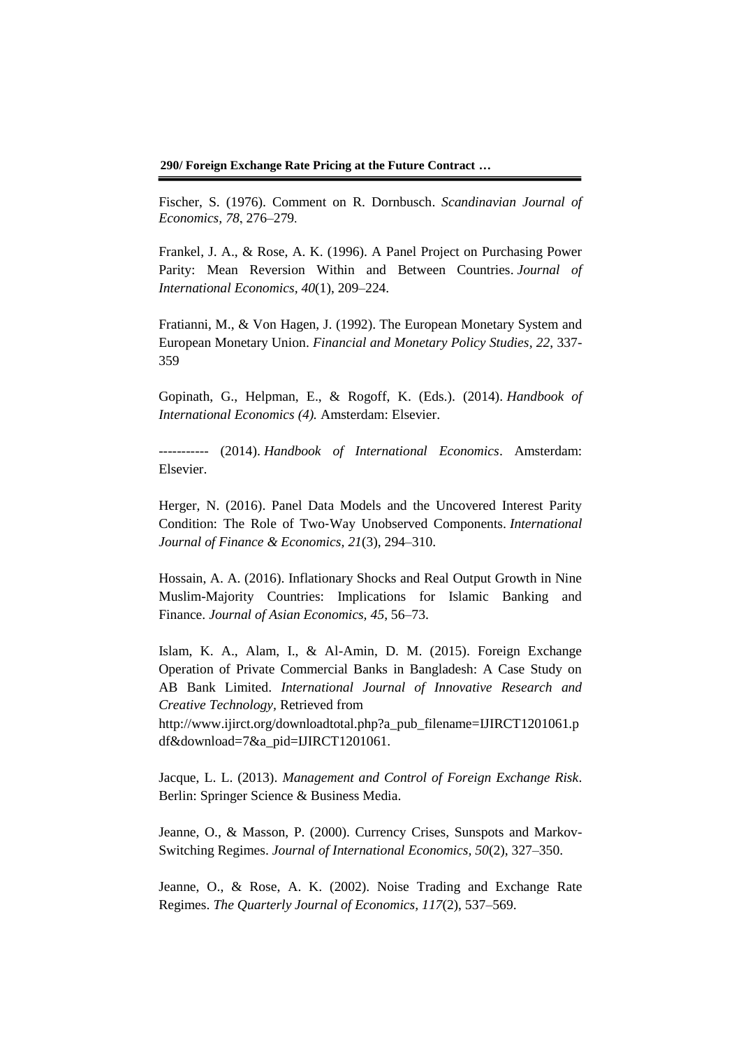Fischer, S. (1976). Comment on R. Dornbusch. *Scandinavian Journal of Economics, 78*, 276–279.

Frankel, J. A., & Rose, A. K. (1996). A Panel Project on Purchasing Power Parity: Mean Reversion Within and Between Countries. *Journal of International Economics*, *40*(1), 209–224.

Fratianni, M., & Von Hagen, J. (1992). The European Monetary System and European Monetary Union. *Financial and Monetary Policy Studies, 22*, 337-359

Gopinath, G., Helpman, E., & Rogoff, K. (Eds.). (2014). *Handbook of International Economics (4).* Amsterdam: Elsevier.

----------- (2014). *Handbook of International Economics*. Amsterdam: Elsevier.

Herger, N. (2016). Panel Data Models and the Uncovered Interest Parity Condition: The Role of Two‐Way Unobserved Components. *International Journal of Finance & Economics, 21*(3), 294–310.

Hossain, A. A. (2016). Inflationary Shocks and Real Output Growth in Nine Muslim-Majority Countries: Implications for Islamic Banking and Finance. *Journal of Asian Economics, 45*, 56–73.

Islam, K. A., Alam, I., & Al-Amin, D. M. (2015). Foreign Exchange Operation of Private Commercial Banks in Bangladesh: A Case Study on AB Bank Limited. *International Journal of Innovative Research and Creative Technology*, Retrieved from http://www.ijirct.org/downloadtotal.php?a_pub_filename=IJIRCT1201061.pdf&download=7&a_pid=IJIRCT1201061.

Jacque, L. L. (2013). *Management and Control of Foreign Exchange Risk*. Berlin: Springer Science & Business Media.

Jeanne, O., & Masson, P. (2000). Currency Crises, Sunspots and Markov-Switching Regimes. *Journal of International Economics, 50*(2), 327–350.

Jeanne, O., & Rose, A. K. (2002). Noise Trading and Exchange Rate Regimes. *The Quarterly Journal of Economics, 117*(2), 537–569.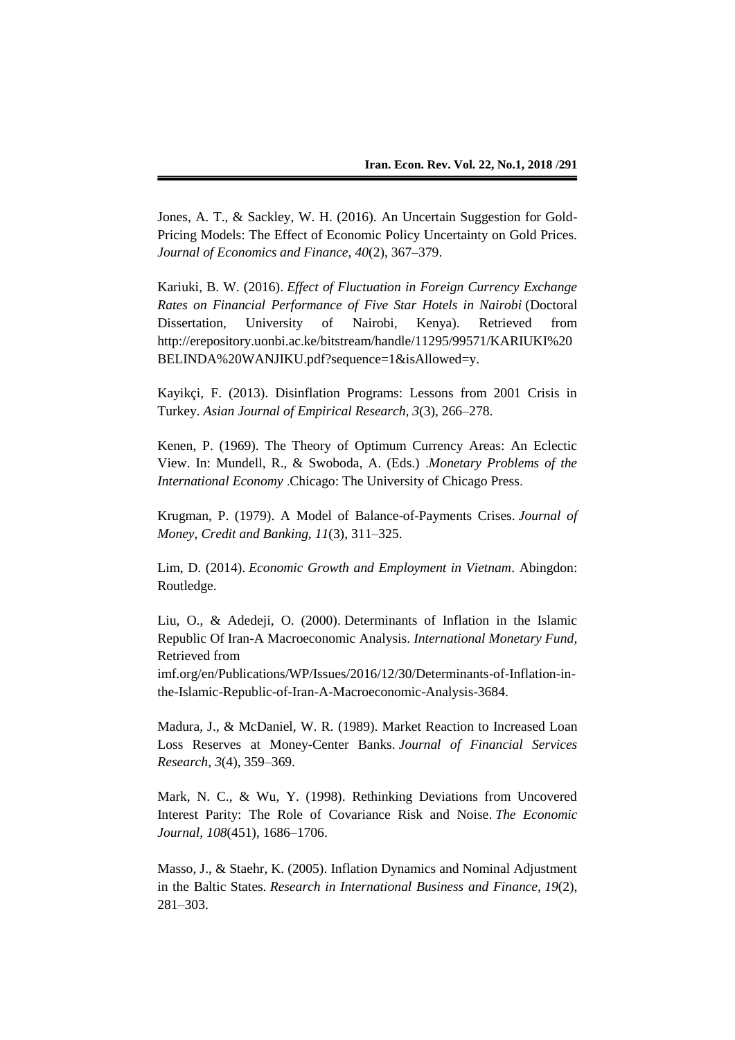Jones, A. T., & Sackley, W. H. (2016). An Uncertain Suggestion for Gold-Pricing Models: The Effect of Economic Policy Uncertainty on Gold Prices. *Journal of Economics and Finance*, *40*(2), 367–379.

Kariuki, B. W. (2016). *Effect of Fluctuation in Foreign Currency Exchange Rates on Financial Performance of Five Star Hotels in Nairobi* (Doctoral Dissertation, University of Nairobi, Kenya). Retrieved from http://erepository.uonbi.ac.ke/bitstream/handle/11295/99571/KARIUKI%20BELINDA%20WANJIKU.pdf?sequence=1&isAllowed=y.

Kayikçi, F. (2013). Disinflation Programs: Lessons from 2001 Crisis in Turkey. *Asian Journal of Empirical Research*, *3*(3), 266–278.

Kenen, P. (1969). The Theory of Optimum Currency Areas: An Eclectic View. In: Mundell, R., & Swoboda, A. (Eds.) .*Monetary Problems of the International Economy* .Chicago: The University of Chicago Press.

Krugman, P. (1979). A Model of Balance-of-Payments Crises. *Journal of Money, Credit and Banking*, *11*(3), 311–325.

Lim, D. (2014). *Economic Growth and Employment in Vietnam*. Abingdon: Routledge.

Liu, O., & Adedeji, O. (2000). Determinants of Inflation in the Islamic Republic Of Iran-A Macroeconomic Analysis. *International Monetary Fund*, Retrieved from imf.org/en/Publications/WP/Issues/2016/12/30/Determinants-of-Inflation-in-the-Islamic-Republic-of-Iran-A-Macroeconomic-Analysis-3684.

Madura, J., & McDaniel, W. R. (1989). Market Reaction to Increased Loan Loss Reserves at Money-Center Banks. *Journal of Financial Services Research*, *3*(4), 359–369.

Mark, N. C., & Wu, Y. (1998). Rethinking Deviations from Uncovered Interest Parity: The Role of Covariance Risk and Noise. *The Economic Journal*, *108*(451), 1686–1706.

Masso, J., & Staehr, K. (2005). Inflation Dynamics and Nominal Adjustment in the Baltic States. *Research in International Business and Finance*, *19*(2), 281–303.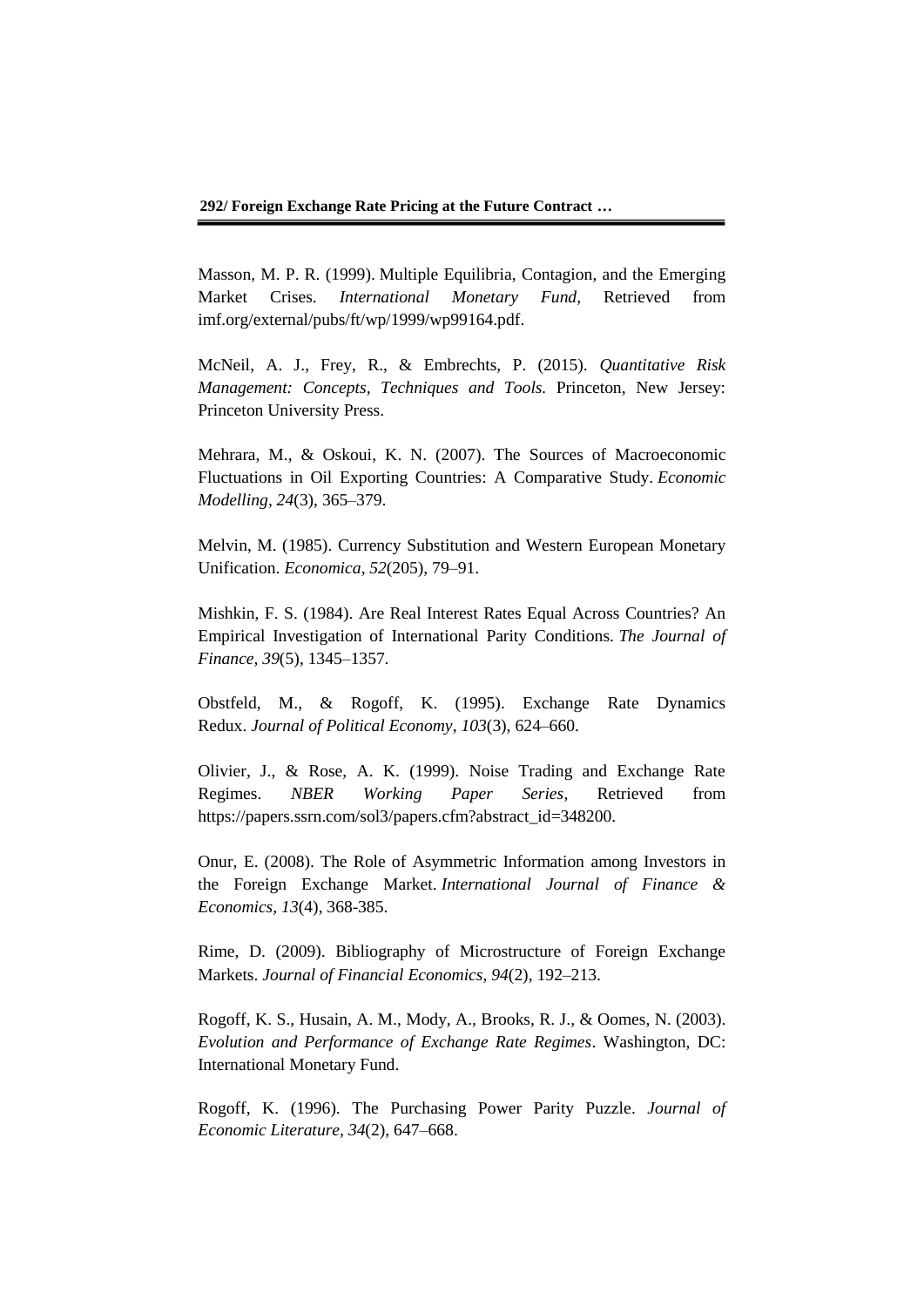Masson, M. P. R. (1999). Multiple Equilibria, Contagion, and the Emerging Market Crises. *International Monetary Fund*, Retrieved from imf.org/external/pubs/ft/wp/1999/wp99164.pdf.

McNeil, A. J., Frey, R., & Embrechts, P. (2015). *Quantitative Risk Management: Concepts, Techniques and Tools.* Princeton, New Jersey: Princeton University Press.

Mehrara, M., & Oskoui, K. N. (2007). The Sources of Macroeconomic Fluctuations in Oil Exporting Countries: A Comparative Study. *Economic Modelling*, *24*(3), 365–379.

Melvin, M. (1985). Currency Substitution and Western European Monetary Unification. *Economica, 52*(205), 79–91.

Mishkin, F. S. (1984). Are Real Interest Rates Equal Across Countries? An Empirical Investigation of International Parity Conditions. *The Journal of Finance, 39*(5), 1345–1357.

Obstfeld, M., & Rogoff, K. (1995). Exchange Rate Dynamics Redux. *Journal of Political Economy*, *103*(3), 624–660.

Olivier, J., & Rose, A. K. (1999). Noise Trading and Exchange Rate Regimes. *NBER Working Paper Series,* Retrieved from https://papers.ssrn.com/sol3/papers.cfm?abstract_id=348200.

Onur, E. (2008). The Role of Asymmetric Information among Investors in the Foreign Exchange Market. *International Journal of Finance & Economics, 13*(4), 368-385.

Rime, D. (2009). Bibliography of Microstructure of Foreign Exchange Markets. *Journal of Financial Economics, 94*(2), 192–213.

Rogoff, K. S., Husain, A. M., Mody, A., Brooks, R. J., & Oomes, N. (2003). *Evolution and Performance of Exchange Rate Regimes*. Washington, DC: International Monetary Fund.

Rogoff, K. (1996). The Purchasing Power Parity Puzzle. *Journal of Economic Literature, 34*(2), 647–668.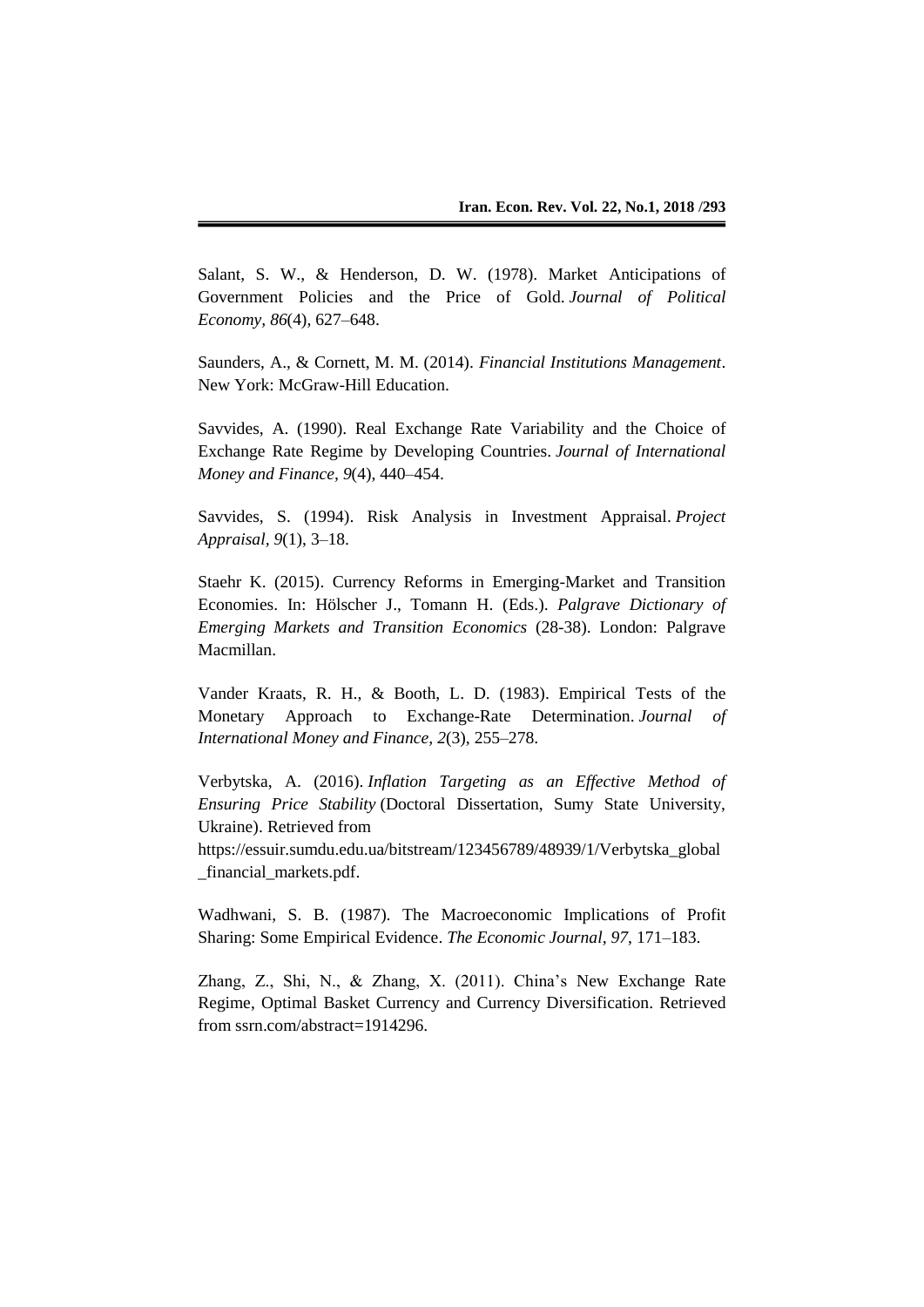Salant, S. W., & Henderson, D. W. (1978). Market Anticipations of Government Policies and the Price of Gold. *Journal of Political Economy*, *86*(4), 627–648.

Saunders, A., & Cornett, M. M. (2014). *Financial Institutions Management*. New York: McGraw-Hill Education.

Savvides, A. (1990). Real Exchange Rate Variability and the Choice of Exchange Rate Regime by Developing Countries. *Journal of International Money and Finance*, *9*(4), 440–454.

Savvides, S. (1994). Risk Analysis in Investment Appraisal. *Project Appraisal*, *9*(1), 3–18.

Staehr K. (2015). Currency Reforms in Emerging-Market and Transition Economies. In: Hölscher J., Tomann H. (Eds.). *Palgrave Dictionary of Emerging Markets and Transition Economics* (28-38). London: Palgrave Macmillan.

Vander Kraats, R. H., & Booth, L. D. (1983). Empirical Tests of the Monetary Approach to Exchange-Rate Determination. *Journal of International Money and Finance*, *2*(3), 255–278.

Verbytska, A. (2016). *Inflation Targeting as an Effective Method of Ensuring Price Stability* (Doctoral Dissertation, Sumy State University, Ukraine). Retrieved from https://essuir.sumdu.edu.ua/bitstream/123456789/48939/1/Verbytska_global_financial_markets.pdf.

Wadhwani, S. B. (1987). The Macroeconomic Implications of Profit Sharing: Some Empirical Evidence. *The Economic Journal, 97*, 171–183.

Zhang, Z., Shi, N., & Zhang, X. (2011). China's New Exchange Rate Regime, Optimal Basket Currency and Currency Diversification. Retrieved from ssrn.com/abstract=1914296.